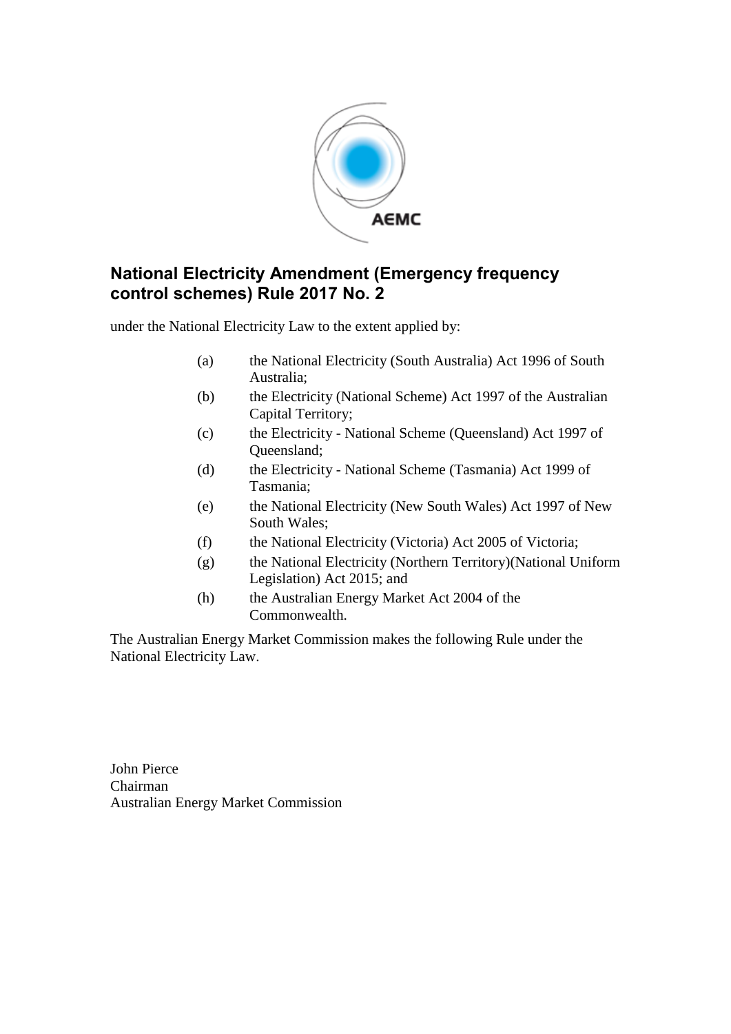# National Electricity Amendment (Emergency frequency control schemes) Rule 2017 No. 2

under the National Electricity Law to the extent applied by:

(a) the National Electricity (South Australia) Act 1996 of South Australia;

(b) the Electricity (National Scheme) Act 1997 of the Australian Capital Territory;

(c) the Electricity - National Scheme (Queensland) Act 1997 of Queensland;

(d) the Electricity - National Scheme (Tasmania) Act 1999 of Tasmania;

(e) the National Electricity (New South Wales) Act 1997 of New South Wales;

(f) the National Electricity (Victoria) Act 2005 of Victoria;

(g) the National Electricity (Northern Territory)(National Uniform Legislation) Act 2015; and

(h) the Australian Energy Market Act 2004 of the Commonwealth.

The Australian Energy Market Commission makes the following Rule under the National Electricity Law.

John Pierce
Chairman
Australian Energy Market Commission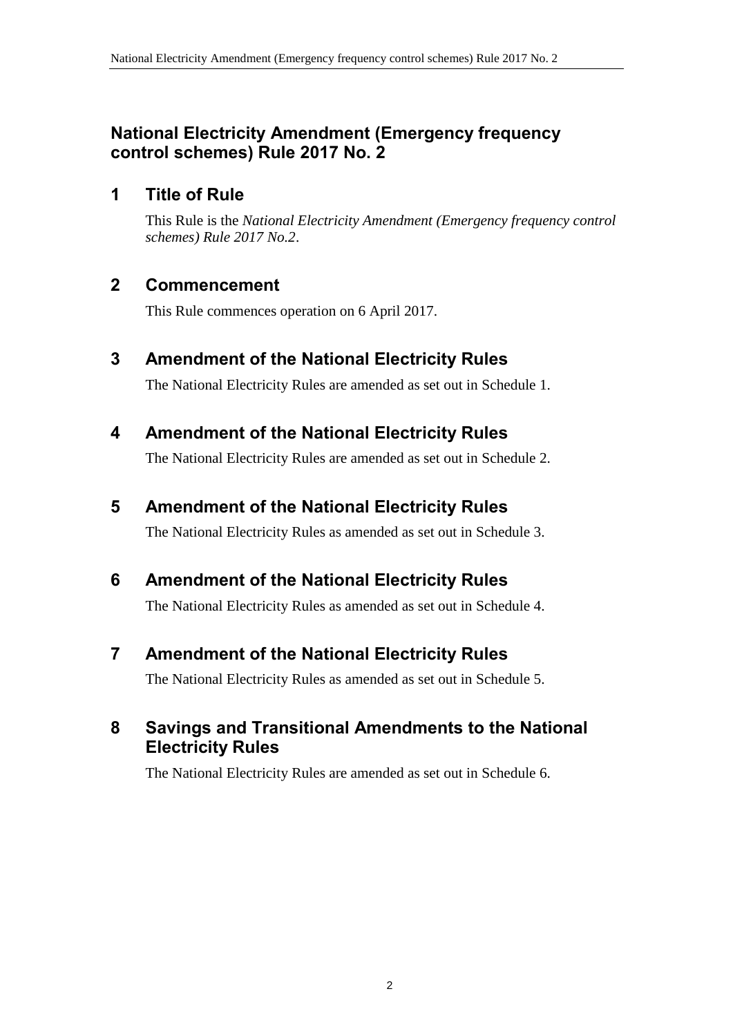## National Electricity Amendment (Emergency frequency control schemes) Rule 2017 No. 2

### 1 Title of Rule

This Rule is the *National Electricity Amendment (Emergency frequency control schemes) Rule 2017 No.2*.

### 2 Commencement

This Rule commences operation on 6 April 2017.

### 3 Amendment of the National Electricity Rules

The National Electricity Rules are amended as set out in Schedule 1.

### 4 Amendment of the National Electricity Rules

The National Electricity Rules are amended as set out in Schedule 2.

### 5 Amendment of the National Electricity Rules

The National Electricity Rules as amended as set out in Schedule 3.

### 6 Amendment of the National Electricity Rules

The National Electricity Rules as amended as set out in Schedule 4.

### 7 Amendment of the National Electricity Rules

The National Electricity Rules as amended as set out in Schedule 5.

### 8 Savings and Transitional Amendments to the National Electricity Rules

The National Electricity Rules are amended as set out in Schedule 6.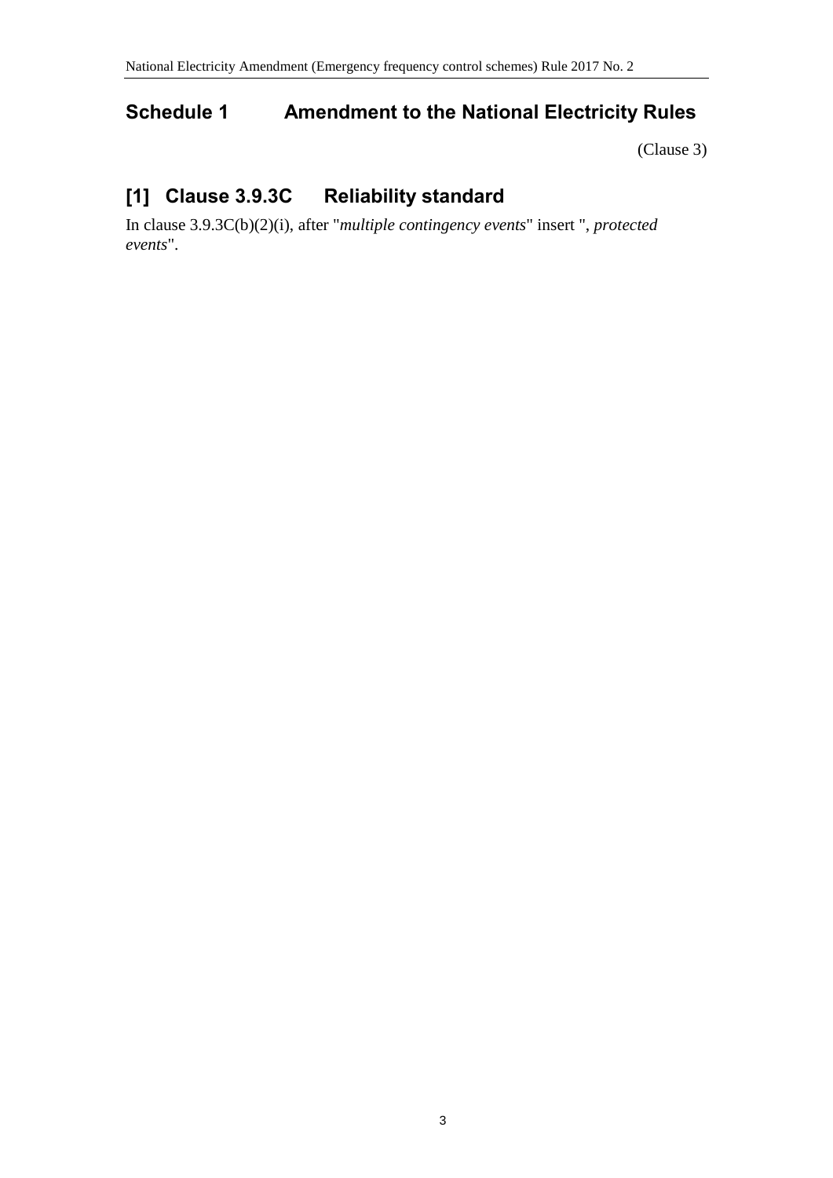## Schedule 1 Amendment to the National Electricity Rules

(Clause 3)

## [1] Clause 3.9.3C Reliability standard

In clause 3.9.3C(b)(2)(i), after "*multiple contingency events*" insert ", *protected events*".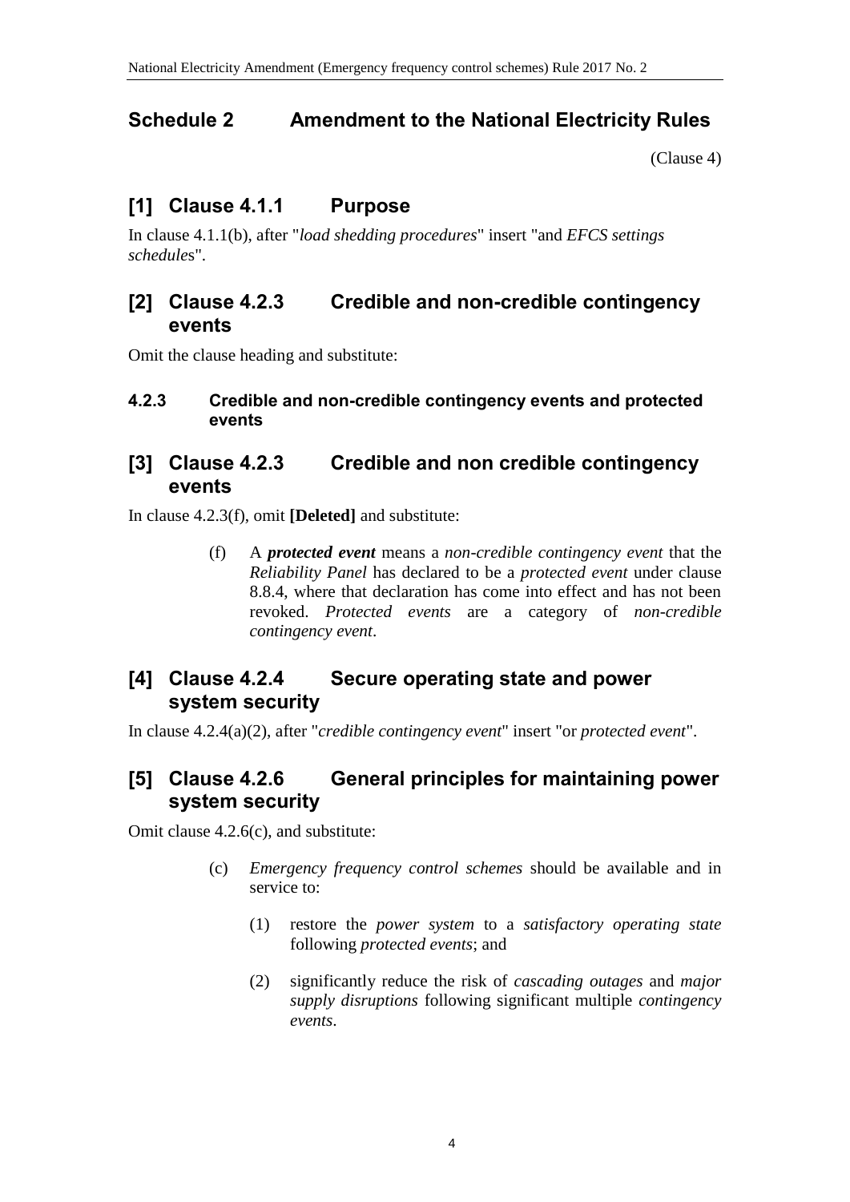## Schedule 2 Amendment to the National Electricity Rules

(Clause 4)

### [1] Clause 4.1.1 Purpose

In clause 4.1.1(b), after "*load shedding procedures*" insert "and *EFCS settings schedules*".

### [2] Clause 4.2.3 Credible and non-credible contingency events

Omit the clause heading and substitute:

#### 4.2.3 Credible and non-credible contingency events and protected events

### [3] Clause 4.2.3 Credible and non credible contingency events

In clause 4.2.3(f), omit **[Deleted]** and substitute:

(f) A ***protected event*** means a *non-credible contingency event* that the *Reliability Panel* has declared to be a *protected event* under clause 8.8.4, where that declaration has come into effect and has not been revoked. *Protected events* are a category of *non-credible contingency event*.

### [4] Clause 4.2.4 Secure operating state and power system security

In clause 4.2.4(a)(2), after "*credible contingency event*" insert "or *protected event*".

### [5] Clause 4.2.6 General principles for maintaining power system security

Omit clause 4.2.6(c), and substitute:

(c) *Emergency frequency control schemes* should be available and in service to:

(1) restore the *power system* to a *satisfactory operating state* following *protected events*; and

(2) significantly reduce the risk of *cascading outages* and *major supply disruptions* following significant multiple *contingency events*.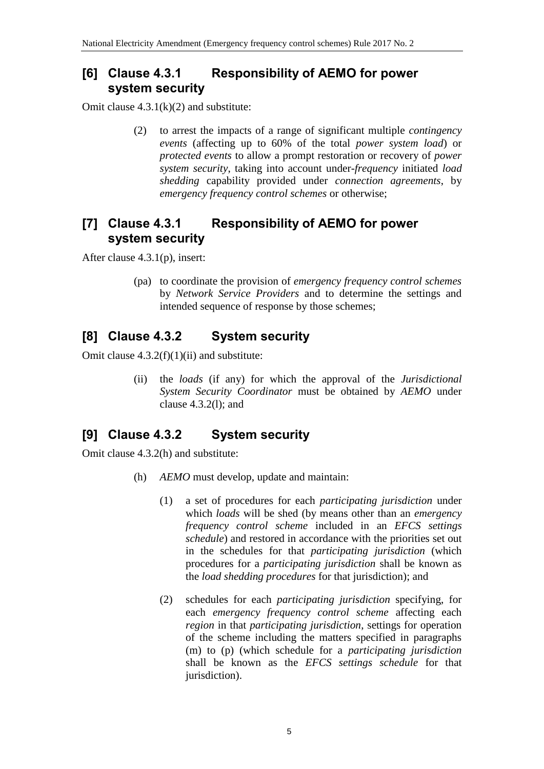## [6] Clause 4.3.1 Responsibility of AEMO for power system security

Omit clause 4.3.1(k)(2) and substitute:

> (2) to arrest the impacts of a range of significant multiple *contingency events* (affecting up to 60% of the total *power system load*) or *protected events* to allow a prompt restoration or recovery of *power system security*, taking into account under-*frequency* initiated *load shedding* capability provided under *connection agreements*, by *emergency frequency control schemes* or otherwise;

## [7] Clause 4.3.1 Responsibility of AEMO for power system security

After clause 4.3.1(p), insert:

> (pa) to coordinate the provision of *emergency frequency control schemes* by *Network Service Providers* and to determine the settings and intended sequence of response by those schemes;

## [8] Clause 4.3.2 System security

Omit clause 4.3.2(f)(1)(ii) and substitute:

> (ii) the *loads* (if any) for which the approval of the *Jurisdictional System Security Coordinator* must be obtained by *AEMO* under clause 4.3.2(l); and

## [9] Clause 4.3.2 System security

Omit clause 4.3.2(h) and substitute:

> (h) *AEMO* must develop, update and maintain:
>
> (1) a set of procedures for each *participating jurisdiction* under which *loads* will be shed (by means other than an *emergency frequency control scheme* included in an *EFCS settings schedule*) and restored in accordance with the priorities set out in the schedules for that *participating jurisdiction* (which procedures for a *participating jurisdiction* shall be known as the *load shedding procedures* for that jurisdiction); and
>
> (2) schedules for each *participating jurisdiction* specifying, for each *emergency frequency control scheme* affecting each *region* in that *participating jurisdiction*, settings for operation of the scheme including the matters specified in paragraphs (m) to (p) (which schedule for a *participating jurisdiction* shall be known as the *EFCS settings schedule* for that jurisdiction).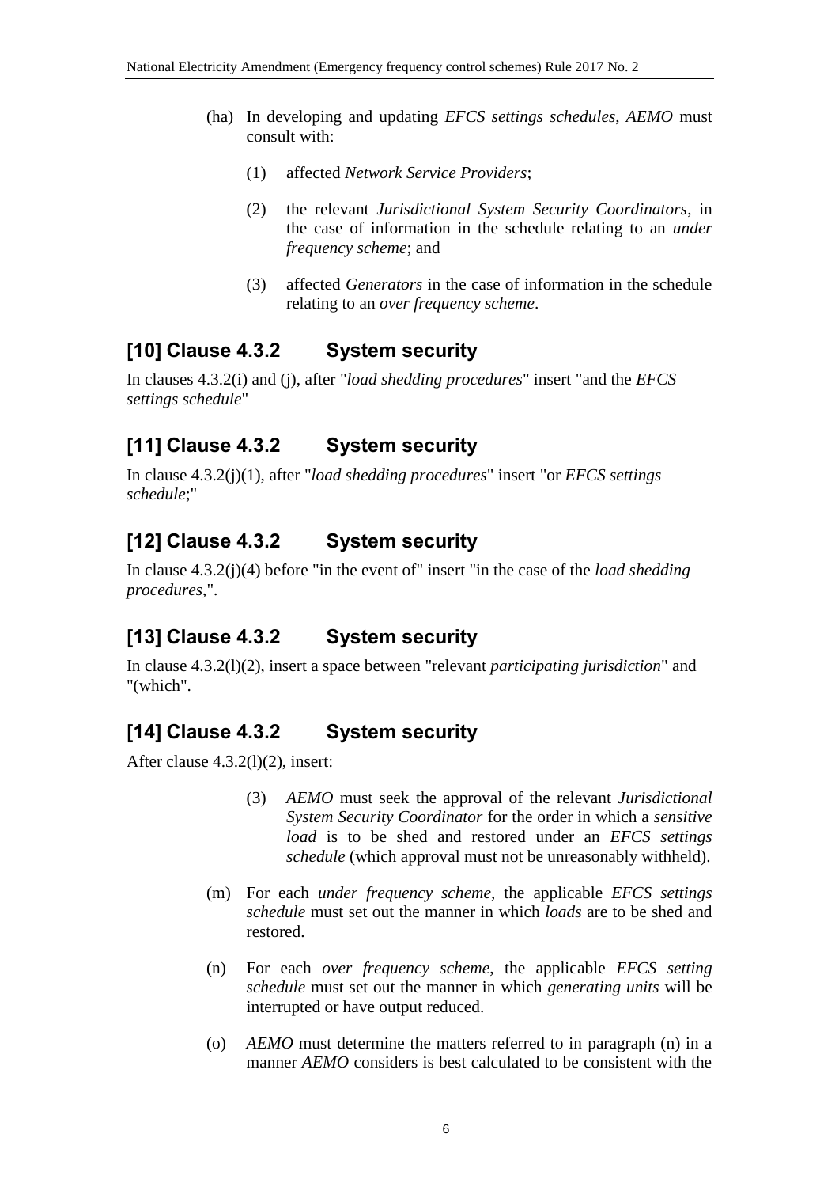(ha) In developing and updating *EFCS settings schedules*, *AEMO* must consult with:

(1) affected *Network Service Providers*;

(2) the relevant *Jurisdictional System Security Coordinators*, in the case of information in the schedule relating to an *under frequency scheme*; and

(3) affected *Generators* in the case of information in the schedule relating to an *over frequency scheme*.

## [10] Clause 4.3.2 System security

In clauses 4.3.2(i) and (j), after "*load shedding procedures*" insert "and the *EFCS settings schedule*"

## [11] Clause 4.3.2 System security

In clause 4.3.2(j)(1), after "*load shedding procedures*" insert "or *EFCS settings schedule*;"

## [12] Clause 4.3.2 System security

In clause 4.3.2(j)(4) before "in the event of" insert "in the case of the *load shedding procedures*,".

## [13] Clause 4.3.2 System security

In clause 4.3.2(l)(2), insert a space between "relevant *participating jurisdiction*" and "(which".

## [14] Clause 4.3.2 System security

After clause 4.3.2(l)(2), insert:

(3) *AEMO* must seek the approval of the relevant *Jurisdictional System Security Coordinator* for the order in which a *sensitive load* is to be shed and restored under an *EFCS settings schedule* (which approval must not be unreasonably withheld).

(m) For each *under frequency scheme*, the applicable *EFCS settings schedule* must set out the manner in which *loads* are to be shed and restored.

(n) For each *over frequency scheme*, the applicable *EFCS setting schedule* must set out the manner in which *generating units* will be interrupted or have output reduced.

(o) *AEMO* must determine the matters referred to in paragraph (n) in a manner *AEMO* considers is best calculated to be consistent with the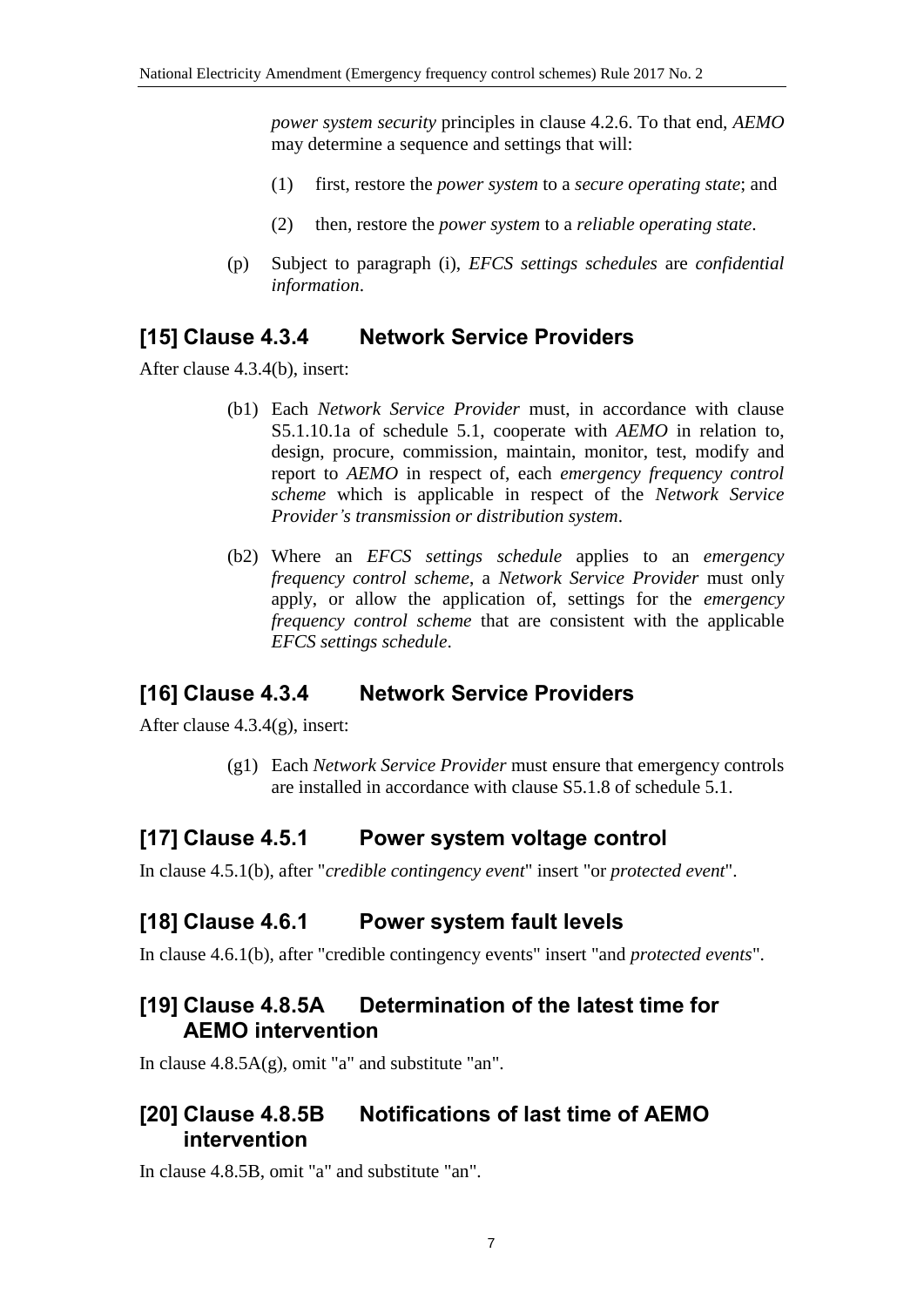*power system security* principles in clause 4.2.6. To that end, *AEMO* may determine a sequence and settings that will:

(1) first, restore the *power system* to a *secure operating state*; and

(2) then, restore the *power system* to a *reliable operating state*.

(p) Subject to paragraph (i), *EFCS settings schedules* are *confidential information*.

## [15] Clause 4.3.4 Network Service Providers

After clause 4.3.4(b), insert:

(b1) Each *Network Service Provider* must, in accordance with clause S5.1.10.1a of schedule 5.1, cooperate with *AEMO* in relation to, design, procure, commission, maintain, monitor, test, modify and report to *AEMO* in respect of, each *emergency frequency control scheme* which is applicable in respect of the *Network Service Provider's transmission or distribution system*.

(b2) Where an *EFCS settings schedule* applies to an *emergency frequency control scheme*, a *Network Service Provider* must only apply, or allow the application of, settings for the *emergency frequency control scheme* that are consistent with the applicable *EFCS settings schedule*.

## [16] Clause 4.3.4 Network Service Providers

After clause 4.3.4(g), insert:

(g1) Each *Network Service Provider* must ensure that emergency controls are installed in accordance with clause S5.1.8 of schedule 5.1.

## [17] Clause 4.5.1 Power system voltage control

In clause 4.5.1(b), after "*credible contingency event*" insert "or *protected event*".

## [18] Clause 4.6.1 Power system fault levels

In clause 4.6.1(b), after "credible contingency events" insert "and *protected events*".

## [19] Clause 4.8.5A Determination of the latest time for AEMO intervention

In clause 4.8.5A(g), omit "a" and substitute "an".

## [20] Clause 4.8.5B Notifications of last time of AEMO intervention

In clause 4.8.5B, omit "a" and substitute "an".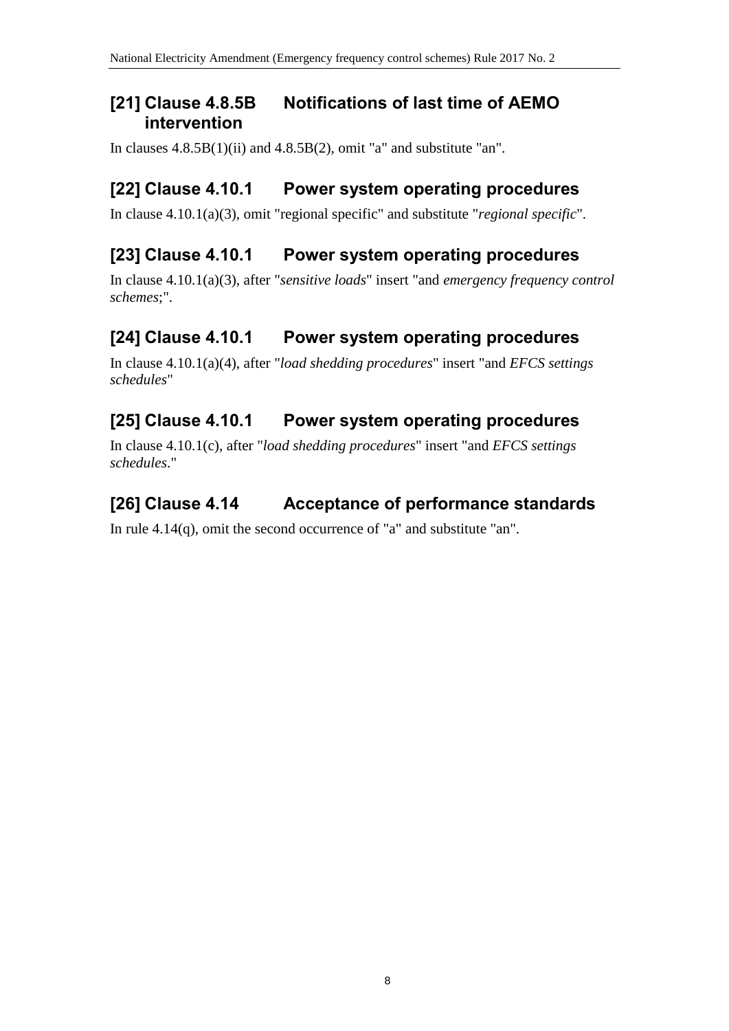## [21] Clause 4.8.5B Notifications of last time of AEMO intervention

In clauses 4.8.5B(1)(ii) and 4.8.5B(2), omit "a" and substitute "an".

## [22] Clause 4.10.1 Power system operating procedures

In clause 4.10.1(a)(3), omit "regional specific" and substitute "*regional specific*".

## [23] Clause 4.10.1 Power system operating procedures

In clause 4.10.1(a)(3), after "*sensitive loads*" insert "and *emergency frequency control schemes*;".

## [24] Clause 4.10.1 Power system operating procedures

In clause 4.10.1(a)(4), after "*load shedding procedures*" insert "and *EFCS settings schedules*"

## [25] Clause 4.10.1 Power system operating procedures

In clause 4.10.1(c), after "*load shedding procedures*" insert "and *EFCS settings schedules*."

## [26] Clause 4.14 Acceptance of performance standards

In rule 4.14(q), omit the second occurrence of "a" and substitute "an".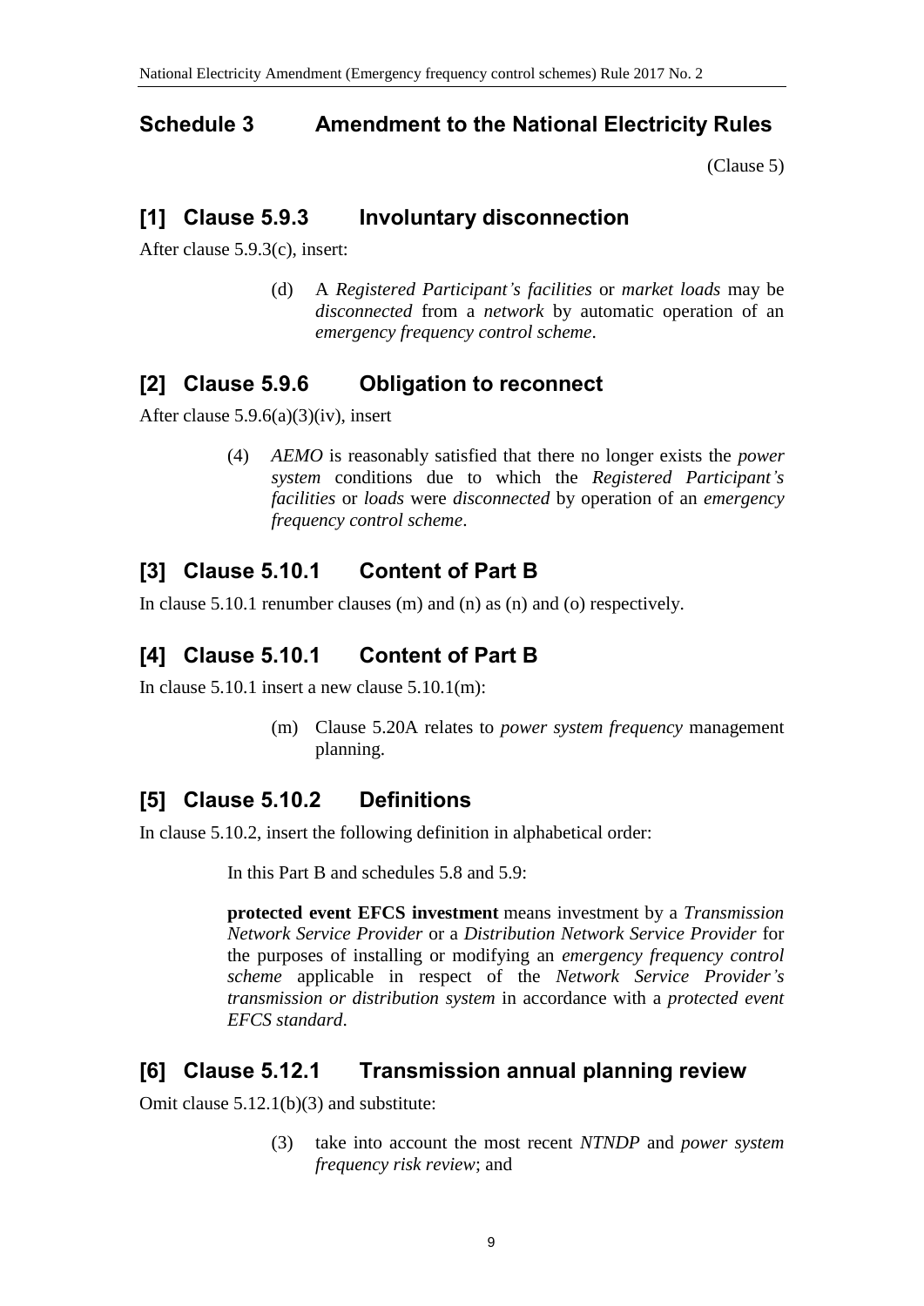## Schedule 3 Amendment to the National Electricity Rules

(Clause 5)

### [1] Clause 5.9.3 Involuntary disconnection

After clause 5.9.3(c), insert:

> (d) A *Registered Participant's facilities* or *market loads* may be *disconnected* from a *network* by automatic operation of an *emergency frequency control scheme*.

### [2] Clause 5.9.6 Obligation to reconnect

After clause 5.9.6(a)(3)(iv), insert

> (4) *AEMO* is reasonably satisfied that there no longer exists the *power system* conditions due to which the *Registered Participant's facilities* or *loads* were *disconnected* by operation of an *emergency frequency control scheme*.

### [3] Clause 5.10.1 Content of Part B

In clause 5.10.1 renumber clauses (m) and (n) as (n) and (o) respectively.

### [4] Clause 5.10.1 Content of Part B

In clause 5.10.1 insert a new clause 5.10.1(m):

> (m) Clause 5.20A relates to *power system frequency* management planning.

### [5] Clause 5.10.2 Definitions

In clause 5.10.2, insert the following definition in alphabetical order:

> In this Part B and schedules 5.8 and 5.9:
>
> **protected event EFCS investment** means investment by a *Transmission Network Service Provider* or a *Distribution Network Service Provider* for the purposes of installing or modifying an *emergency frequency control scheme* applicable in respect of the *Network Service Provider's transmission or distribution system* in accordance with a *protected event EFCS standard*.

### [6] Clause 5.12.1 Transmission annual planning review

Omit clause 5.12.1(b)(3) and substitute:

> (3) take into account the most recent *NTNDP* and *power system frequency risk review*; and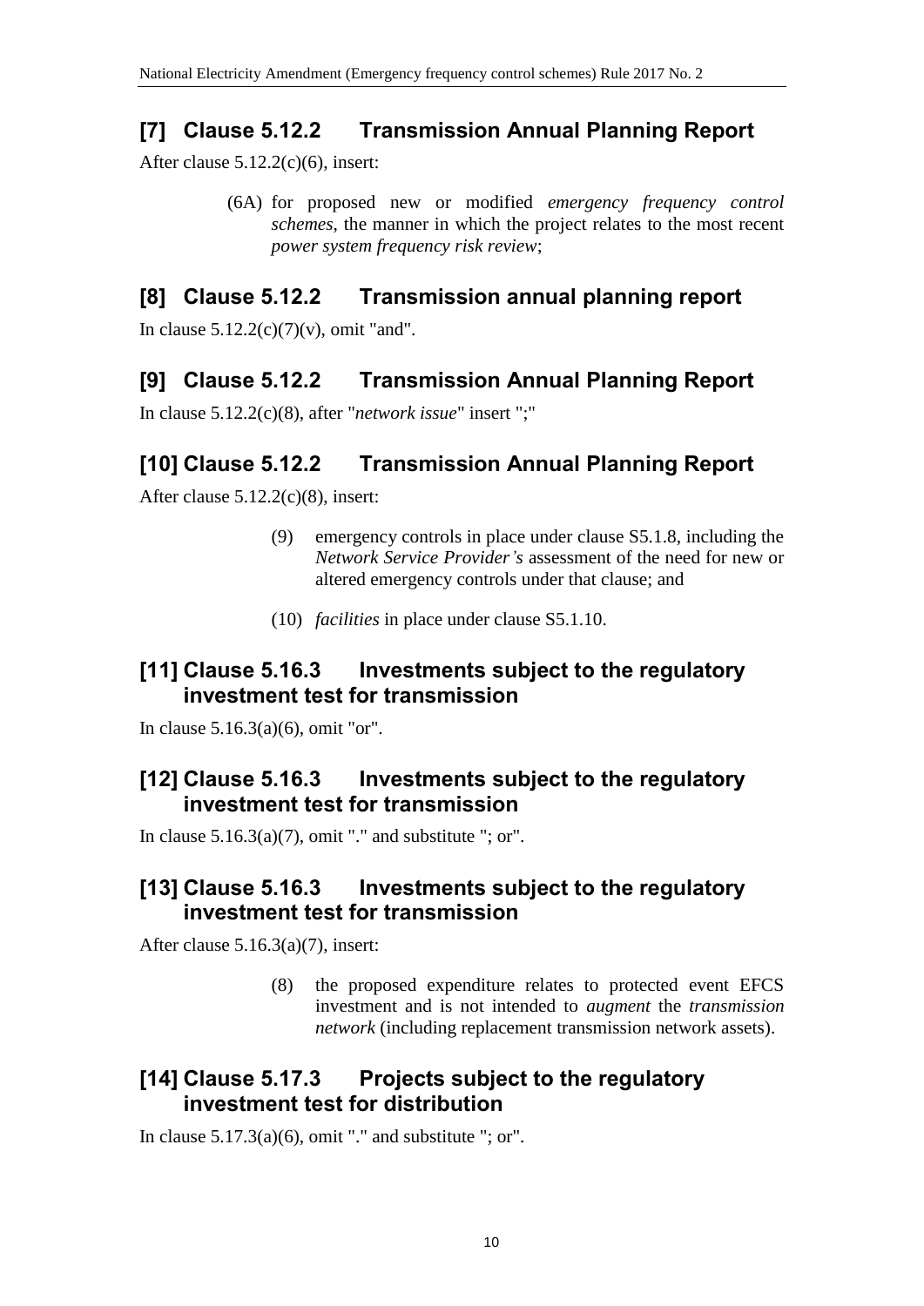## [7] Clause 5.12.2 Transmission Annual Planning Report

After clause 5.12.2(c)(6), insert:

> (6A) for proposed new or modified *emergency frequency control schemes*, the manner in which the project relates to the most recent *power system frequency risk review*;

## [8] Clause 5.12.2 Transmission annual planning report

In clause 5.12.2(c)(7)(v), omit "and".

## [9] Clause 5.12.2 Transmission Annual Planning Report

In clause 5.12.2(c)(8), after "*network issue*" insert ";"

## [10] Clause 5.12.2 Transmission Annual Planning Report

After clause 5.12.2(c)(8), insert:

> (9) emergency controls in place under clause S5.1.8, including the *Network Service Provider's* assessment of the need for new or altered emergency controls under that clause; and
>
> (10) *facilities* in place under clause S5.1.10.

## [11] Clause 5.16.3 Investments subject to the regulatory investment test for transmission

In clause 5.16.3(a)(6), omit "or".

## [12] Clause 5.16.3 Investments subject to the regulatory investment test for transmission

In clause 5.16.3(a)(7), omit "." and substitute "; or".

## [13] Clause 5.16.3 Investments subject to the regulatory investment test for transmission

After clause 5.16.3(a)(7), insert:

> (8) the proposed expenditure relates to protected event EFCS investment and is not intended to *augment* the *transmission network* (including replacement transmission network assets).

## [14] Clause 5.17.3 Projects subject to the regulatory investment test for distribution

In clause 5.17.3(a)(6), omit "." and substitute "; or".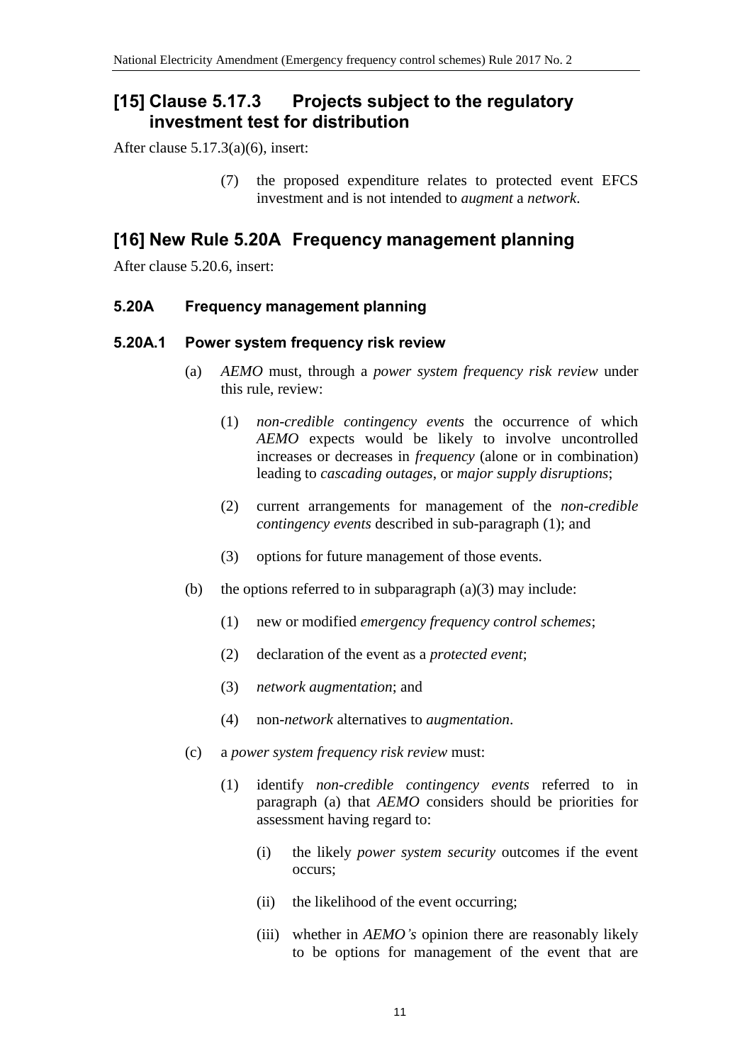## [15] Clause 5.17.3 Projects subject to the regulatory investment test for distribution

After clause 5.17.3(a)(6), insert:

> (7) the proposed expenditure relates to protected event EFCS investment and is not intended to *augment* a *network*.

## [16] New Rule 5.20A Frequency management planning

After clause 5.20.6, insert:

### 5.20A Frequency management planning

### 5.20A.1 Power system frequency risk review

(a) *AEMO* must, through a *power system frequency risk review* under this rule, review:

(1) *non-credible contingency events* the occurrence of which *AEMO* expects would be likely to involve uncontrolled increases or decreases in *frequency* (alone or in combination) leading to *cascading outages*, or *major supply disruptions*;

(2) current arrangements for management of the *non-credible contingency events* described in sub-paragraph (1); and

(3) options for future management of those events.

(b) the options referred to in subparagraph (a)(3) may include:

(1) new or modified *emergency frequency control schemes*;

(2) declaration of the event as a *protected event*;

(3) *network augmentation*; and

(4) non-*network* alternatives to *augmentation*.

(c) a *power system frequency risk review* must:

(1) identify *non-credible contingency events* referred to in paragraph (a) that *AEMO* considers should be priorities for assessment having regard to:

(i) the likely *power system security* outcomes if the event occurs;

(ii) the likelihood of the event occurring;

(iii) whether in *AEMO's* opinion there are reasonably likely to be options for management of the event that are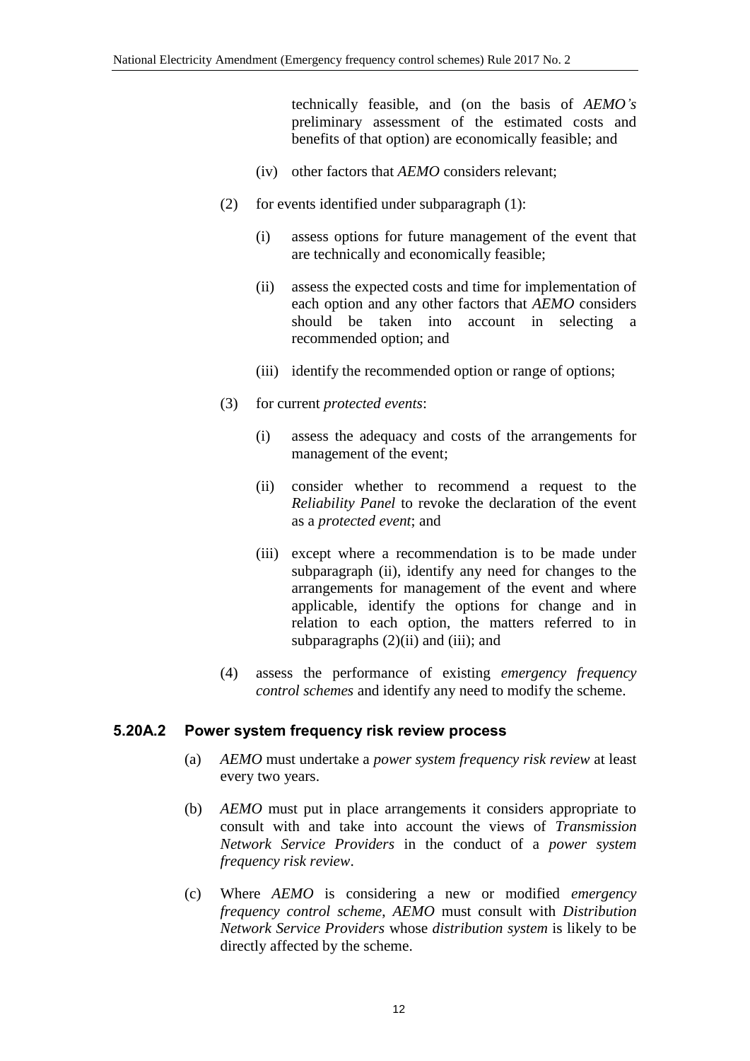technically feasible, and (on the basis of *AEMO's* preliminary assessment of the estimated costs and benefits of that option) are economically feasible; and

(iv) other factors that *AEMO* considers relevant;

(2) for events identified under subparagraph (1):

(i) assess options for future management of the event that are technically and economically feasible;

(ii) assess the expected costs and time for implementation of each option and any other factors that *AEMO* considers should be taken into account in selecting a recommended option; and

(iii) identify the recommended option or range of options;

(3) for current *protected events*:

(i) assess the adequacy and costs of the arrangements for management of the event;

(ii) consider whether to recommend a request to the *Reliability Panel* to revoke the declaration of the event as a *protected event*; and

(iii) except where a recommendation is to be made under subparagraph (ii), identify any need for changes to the arrangements for management of the event and where applicable, identify the options for change and in relation to each option, the matters referred to in subparagraphs (2)(ii) and (iii); and

(4) assess the performance of existing *emergency frequency control schemes* and identify any need to modify the scheme.

### 5.20A.2 Power system frequency risk review process

(a) *AEMO* must undertake a *power system frequency risk review* at least every two years.

(b) *AEMO* must put in place arrangements it considers appropriate to consult with and take into account the views of *Transmission Network Service Providers* in the conduct of a *power system frequency risk review*.

(c) Where *AEMO* is considering a new or modified *emergency frequency control scheme*, *AEMO* must consult with *Distribution Network Service Providers* whose *distribution system* is likely to be directly affected by the scheme.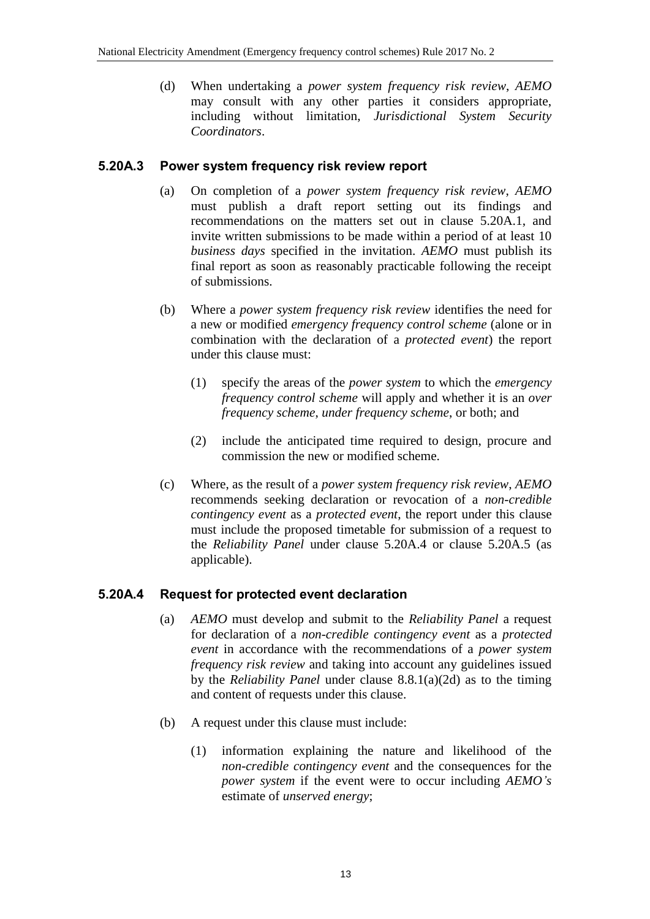(d) When undertaking a *power system frequency risk review*, *AEMO* may consult with any other parties it considers appropriate, including without limitation, *Jurisdictional System Security Coordinators*.

### 5.20A.3 Power system frequency risk review report

(a) On completion of a *power system frequency risk review*, *AEMO* must publish a draft report setting out its findings and recommendations on the matters set out in clause 5.20A.1, and invite written submissions to be made within a period of at least 10 *business days* specified in the invitation. *AEMO* must publish its final report as soon as reasonably practicable following the receipt of submissions.

(b) Where a *power system frequency risk review* identifies the need for a new or modified *emergency frequency control scheme* (alone or in combination with the declaration of a *protected event*) the report under this clause must:

  (1) specify the areas of the *power system* to which the *emergency frequency control scheme* will apply and whether it is an *over frequency scheme*, *under frequency scheme*, or both; and

  (2) include the anticipated time required to design, procure and commission the new or modified scheme.

(c) Where, as the result of a *power system frequency risk review*, *AEMO* recommends seeking declaration or revocation of a *non-credible contingency event* as a *protected event*, the report under this clause must include the proposed timetable for submission of a request to the *Reliability Panel* under clause 5.20A.4 or clause 5.20A.5 (as applicable).

### 5.20A.4 Request for protected event declaration

(a) *AEMO* must develop and submit to the *Reliability Panel* a request for declaration of a *non-credible contingency event* as a *protected event* in accordance with the recommendations of a *power system frequency risk review* and taking into account any guidelines issued by the *Reliability Panel* under clause 8.8.1(a)(2d) as to the timing and content of requests under this clause.

(b) A request under this clause must include:

  (1) information explaining the nature and likelihood of the *non-credible contingency event* and the consequences for the *power system* if the event were to occur including *AEMO's* estimate of *unserved energy*;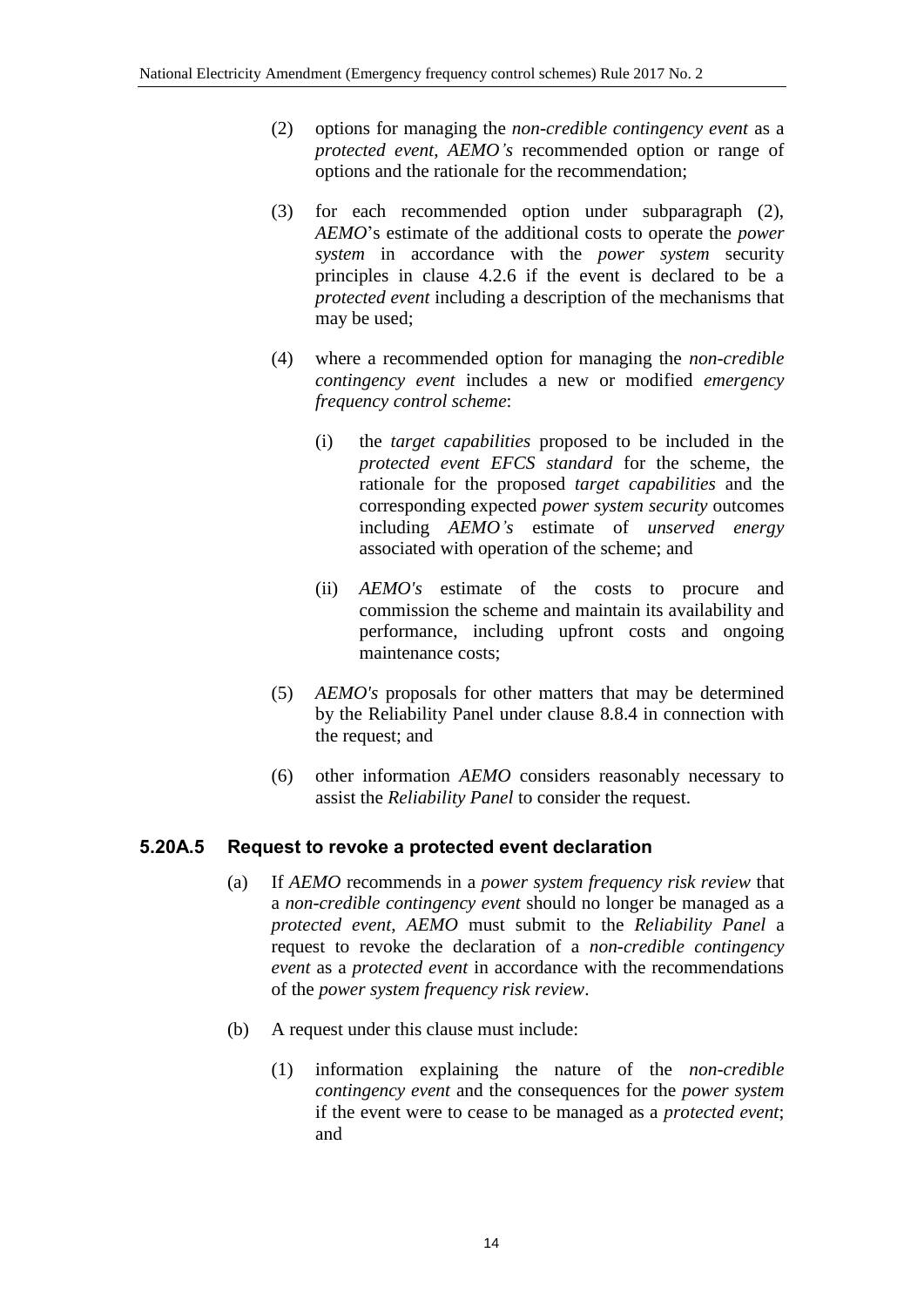(2) options for managing the *non-credible contingency event* as a *protected event*, *AEMO's* recommended option or range of options and the rationale for the recommendation;

(3) for each recommended option under subparagraph (2), *AEMO*'s estimate of the additional costs to operate the *power system* in accordance with the *power system* security principles in clause 4.2.6 if the event is declared to be a *protected event* including a description of the mechanisms that may be used;

(4) where a recommended option for managing the *non-credible contingency event* includes a new or modified *emergency frequency control scheme*:

   (i) the *target capabilities* proposed to be included in the *protected event EFCS standard* for the scheme, the rationale for the proposed *target capabilities* and the corresponding expected *power system security* outcomes including *AEMO's* estimate of *unserved energy* associated with operation of the scheme; and

   (ii) *AEMO's* estimate of the costs to procure and commission the scheme and maintain its availability and performance, including upfront costs and ongoing maintenance costs;

(5) *AEMO's* proposals for other matters that may be determined by the Reliability Panel under clause 8.8.4 in connection with the request; and

(6) other information *AEMO* considers reasonably necessary to assist the *Reliability Panel* to consider the request.

### 5.20A.5 Request to revoke a protected event declaration

(a) If *AEMO* recommends in a *power system frequency risk review* that a *non-credible contingency event* should no longer be managed as a *protected event*, *AEMO* must submit to the *Reliability Panel* a request to revoke the declaration of a *non-credible contingency event* as a *protected event* in accordance with the recommendations of the *power system frequency risk review*.

(b) A request under this clause must include:

   (1) information explaining the nature of the *non-credible contingency event* and the consequences for the *power system* if the event were to cease to be managed as a *protected event*; and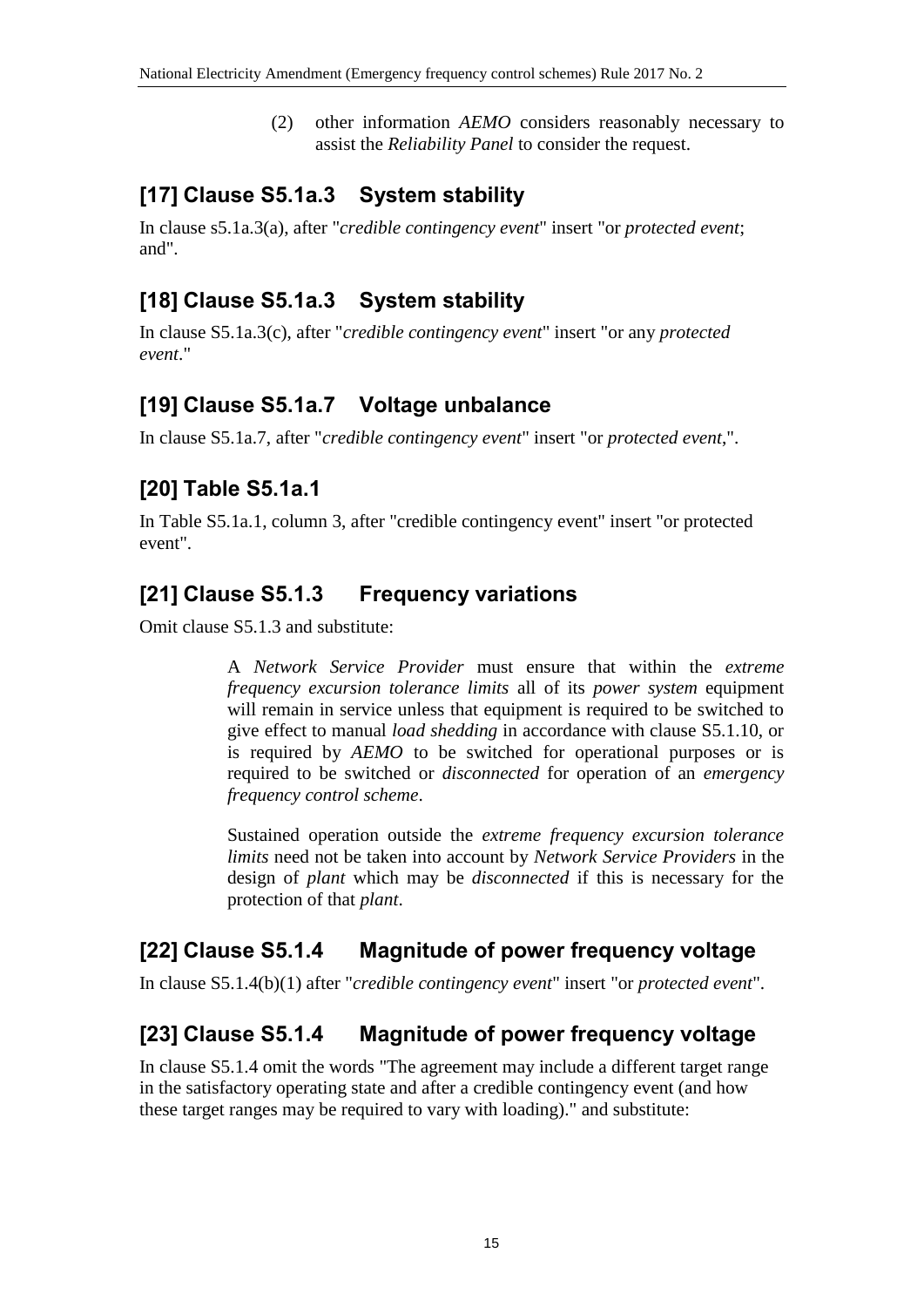(2) other information *AEMO* considers reasonably necessary to assist the *Reliability Panel* to consider the request.

## [17] Clause S5.1a.3 System stability

In clause s5.1a.3(a), after "*credible contingency event*" insert "or *protected event*; and".

## [18] Clause S5.1a.3 System stability

In clause S5.1a.3(c), after "*credible contingency event*" insert "or any *protected event*."

## [19] Clause S5.1a.7 Voltage unbalance

In clause S5.1a.7, after "*credible contingency event*" insert "or *protected event*,".

## [20] Table S5.1a.1

In Table S5.1a.1, column 3, after "credible contingency event" insert "or protected event".

## [21] Clause S5.1.3 Frequency variations

Omit clause S5.1.3 and substitute:

> A *Network Service Provider* must ensure that within the *extreme frequency excursion tolerance limits* all of its *power system* equipment will remain in service unless that equipment is required to be switched to give effect to manual *load shedding* in accordance with clause S5.1.10, or is required by *AEMO* to be switched for operational purposes or is required to be switched or *disconnected* for operation of an *emergency frequency control scheme*.
>
> Sustained operation outside the *extreme frequency excursion tolerance limits* need not be taken into account by *Network Service Providers* in the design of *plant* which may be *disconnected* if this is necessary for the protection of that *plant*.

## [22] Clause S5.1.4 Magnitude of power frequency voltage

In clause S5.1.4(b)(1) after "*credible contingency event*" insert "or *protected event*".

## [23] Clause S5.1.4 Magnitude of power frequency voltage

In clause S5.1.4 omit the words "The agreement may include a different target range in the satisfactory operating state and after a credible contingency event (and how these target ranges may be required to vary with loading)." and substitute: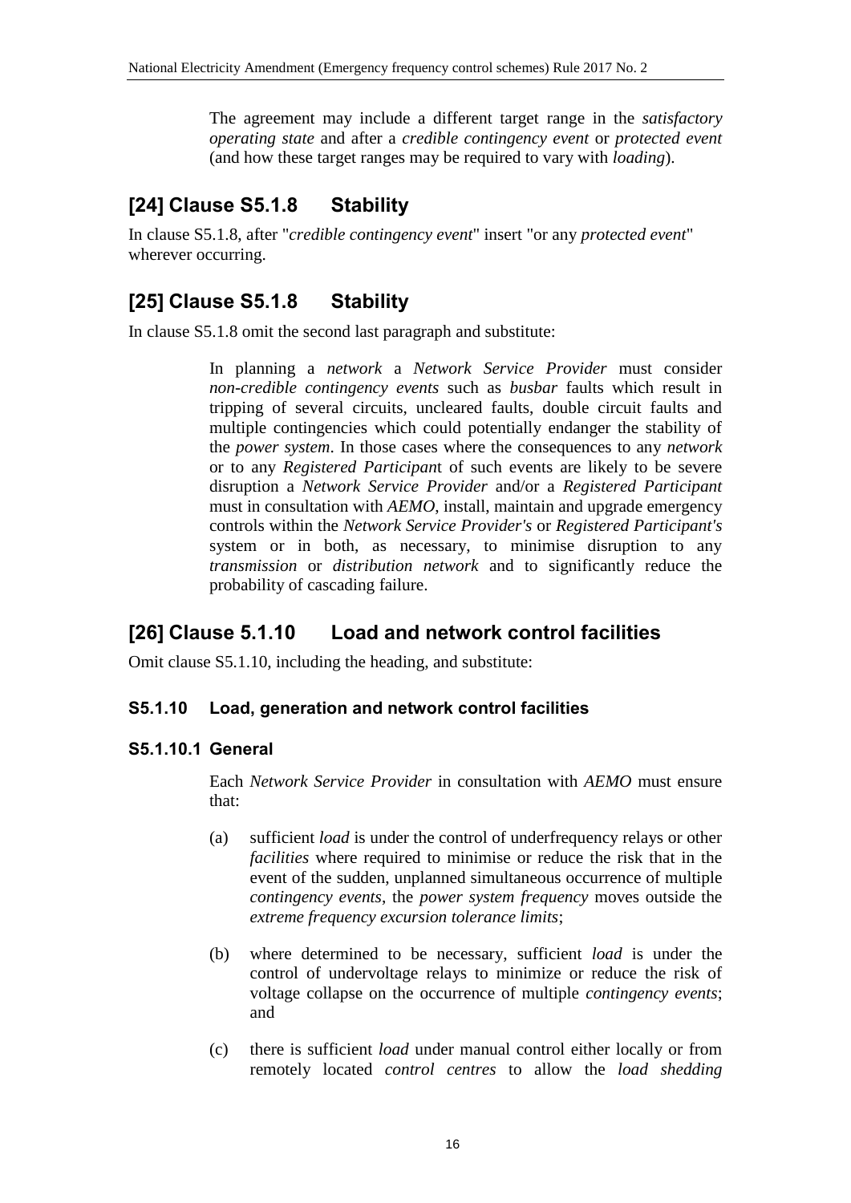The agreement may include a different target range in the *satisfactory operating state* and after a *credible contingency event* or *protected event* (and how these target ranges may be required to vary with *loading*).

## [24] Clause S5.1.8 Stability

In clause S5.1.8, after "*credible contingency event*" insert "or any *protected event*" wherever occurring.

## [25] Clause S5.1.8 Stability

In clause S5.1.8 omit the second last paragraph and substitute:

> In planning a *network* a *Network Service Provider* must consider *non-credible contingency events* such as *busbar* faults which result in tripping of several circuits, uncleared faults, double circuit faults and multiple contingencies which could potentially endanger the stability of the *power system*. In those cases where the consequences to any *network* or to any *Registered Participan*t of such events are likely to be severe disruption a *Network Service Provider* and/or a *Registered Participant* must in consultation with *AEMO*, install, maintain and upgrade emergency controls within the *Network Service Provider's* or *Registered Participant's* system or in both, as necessary, to minimise disruption to any *transmission* or *distribution network* and to significantly reduce the probability of cascading failure.

## [26] Clause 5.1.10 Load and network control facilities

Omit clause S5.1.10, including the heading, and substitute:

### S5.1.10 Load, generation and network control facilities

### S5.1.10.1 General

Each *Network Service Provider* in consultation with *AEMO* must ensure that:

(a) sufficient *load* is under the control of underfrequency relays or other *facilities* where required to minimise or reduce the risk that in the event of the sudden, unplanned simultaneous occurrence of multiple *contingency events*, the *power system frequency* moves outside the *extreme frequency excursion tolerance limits*;

(b) where determined to be necessary, sufficient *load* is under the control of undervoltage relays to minimize or reduce the risk of voltage collapse on the occurrence of multiple *contingency events*; and

(c) there is sufficient *load* under manual control either locally or from remotely located *control centres* to allow the *load shedding*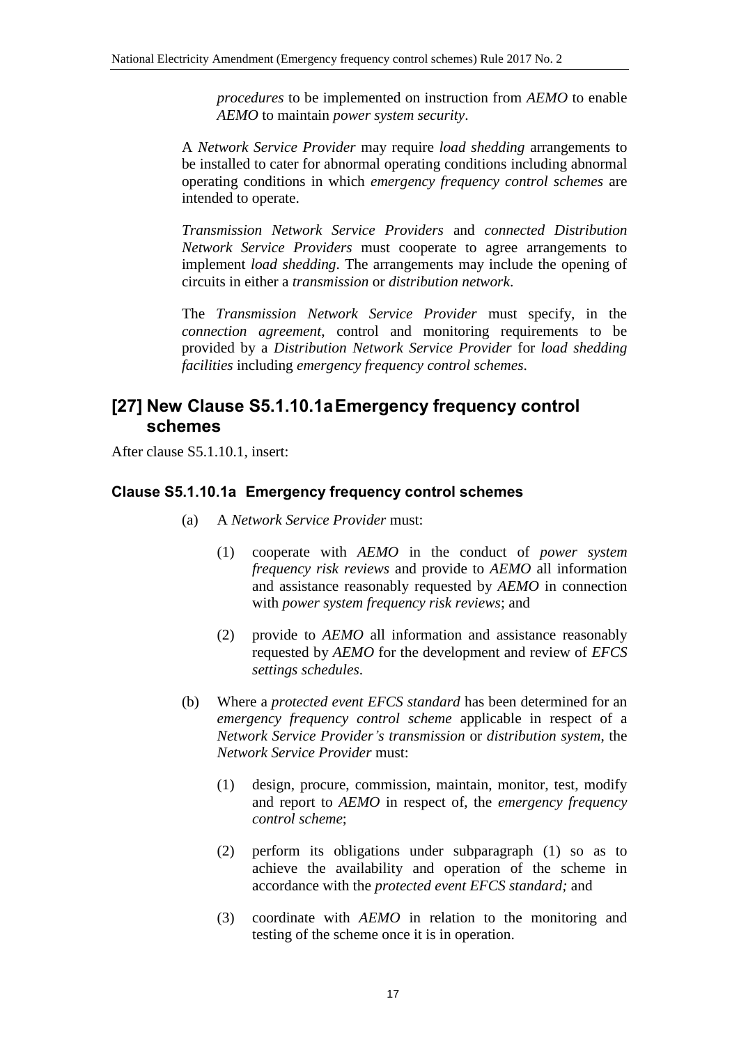*procedures* to be implemented on instruction from *AEMO* to enable *AEMO* to maintain *power system security*.

A *Network Service Provider* may require *load shedding* arrangements to be installed to cater for abnormal operating conditions including abnormal operating conditions in which *emergency frequency control schemes* are intended to operate.

*Transmission Network Service Providers* and *connected Distribution Network Service Providers* must cooperate to agree arrangements to implement *load shedding*. The arrangements may include the opening of circuits in either a *transmission* or *distribution network*.

The *Transmission Network Service Provider* must specify, in the *connection agreement*, control and monitoring requirements to be provided by a *Distribution Network Service Provider* for *load shedding facilities* including *emergency frequency control schemes*.

## [27] New Clause S5.1.10.1a Emergency frequency control schemes

After clause S5.1.10.1, insert:

### Clause S5.1.10.1a Emergency frequency control schemes

(a) A *Network Service Provider* must:

(1) cooperate with *AEMO* in the conduct of *power system frequency risk reviews* and provide to *AEMO* all information and assistance reasonably requested by *AEMO* in connection with *power system frequency risk reviews*; and

(2) provide to *AEMO* all information and assistance reasonably requested by *AEMO* for the development and review of *EFCS settings schedules*.

(b) Where a *protected event EFCS standard* has been determined for an *emergency frequency control scheme* applicable in respect of a *Network Service Provider's transmission* or *distribution system*, the *Network Service Provider* must:

(1) design, procure, commission, maintain, monitor, test, modify and report to *AEMO* in respect of, the *emergency frequency control scheme*;

(2) perform its obligations under subparagraph (1) so as to achieve the availability and operation of the scheme in accordance with the *protected event EFCS standard;* and

(3) coordinate with *AEMO* in relation to the monitoring and testing of the scheme once it is in operation.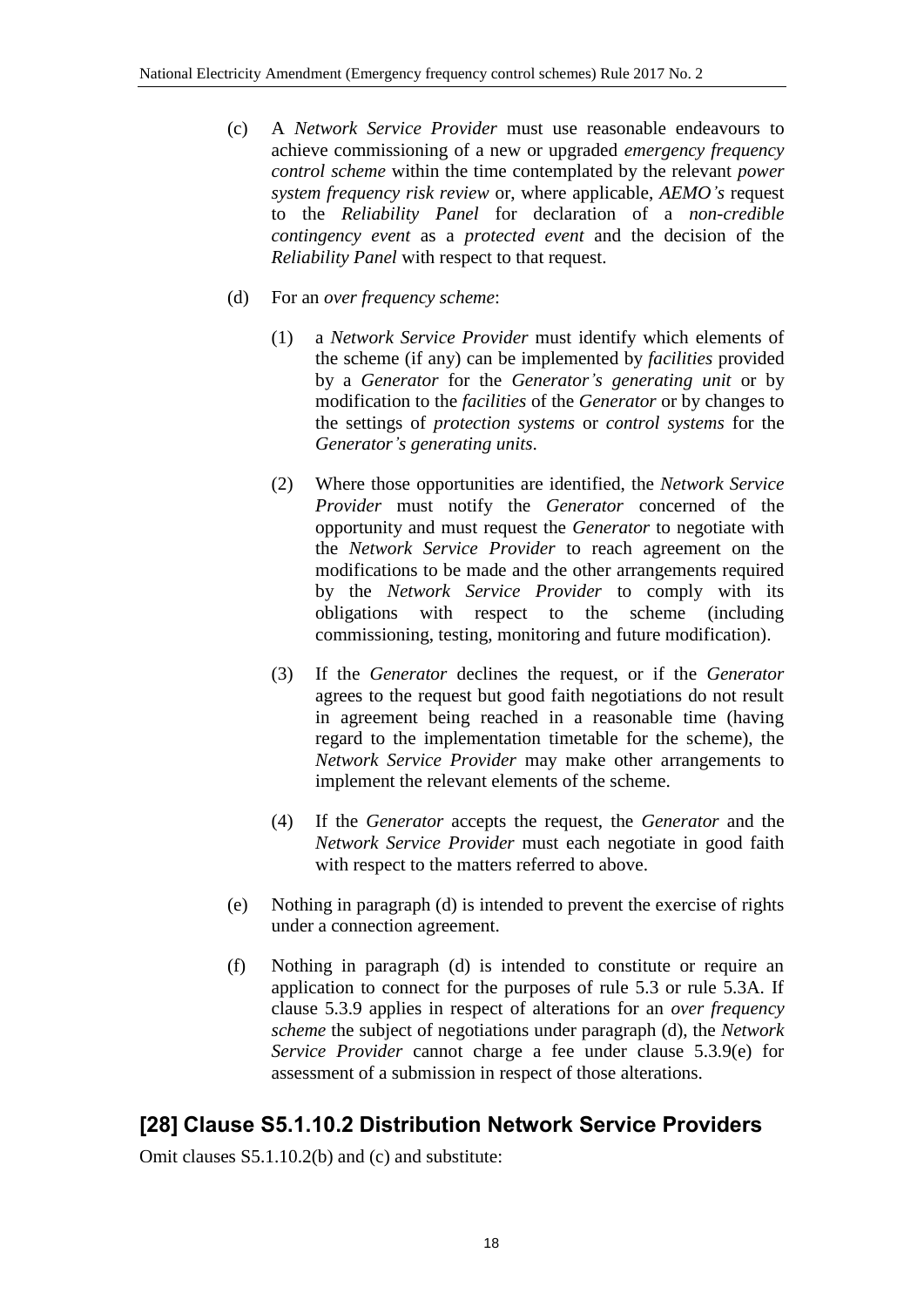(c) A *Network Service Provider* must use reasonable endeavours to achieve commissioning of a new or upgraded *emergency frequency control scheme* within the time contemplated by the relevant *power system frequency risk review* or, where applicable, *AEMO's* request to the *Reliability Panel* for declaration of a *non-credible contingency event* as a *protected event* and the decision of the *Reliability Panel* with respect to that request.

(d) For an *over frequency scheme*:

(1) a *Network Service Provider* must identify which elements of the scheme (if any) can be implemented by *facilities* provided by a *Generator* for the *Generator's generating unit* or by modification to the *facilities* of the *Generator* or by changes to the settings of *protection systems* or *control systems* for the *Generator's generating units*.

(2) Where those opportunities are identified, the *Network Service Provider* must notify the *Generator* concerned of the opportunity and must request the *Generator* to negotiate with the *Network Service Provider* to reach agreement on the modifications to be made and the other arrangements required by the *Network Service Provider* to comply with its obligations with respect to the scheme (including commissioning, testing, monitoring and future modification).

(3) If the *Generator* declines the request, or if the *Generator* agrees to the request but good faith negotiations do not result in agreement being reached in a reasonable time (having regard to the implementation timetable for the scheme), the *Network Service Provider* may make other arrangements to implement the relevant elements of the scheme.

(4) If the *Generator* accepts the request, the *Generator* and the *Network Service Provider* must each negotiate in good faith with respect to the matters referred to above.

(e) Nothing in paragraph (d) is intended to prevent the exercise of rights under a connection agreement.

(f) Nothing in paragraph (d) is intended to constitute or require an application to connect for the purposes of rule 5.3 or rule 5.3A. If clause 5.3.9 applies in respect of alterations for an *over frequency scheme* the subject of negotiations under paragraph (d), the *Network Service Provider* cannot charge a fee under clause 5.3.9(e) for assessment of a submission in respect of those alterations.

## [28] Clause S5.1.10.2 Distribution Network Service Providers

Omit clauses S5.1.10.2(b) and (c) and substitute: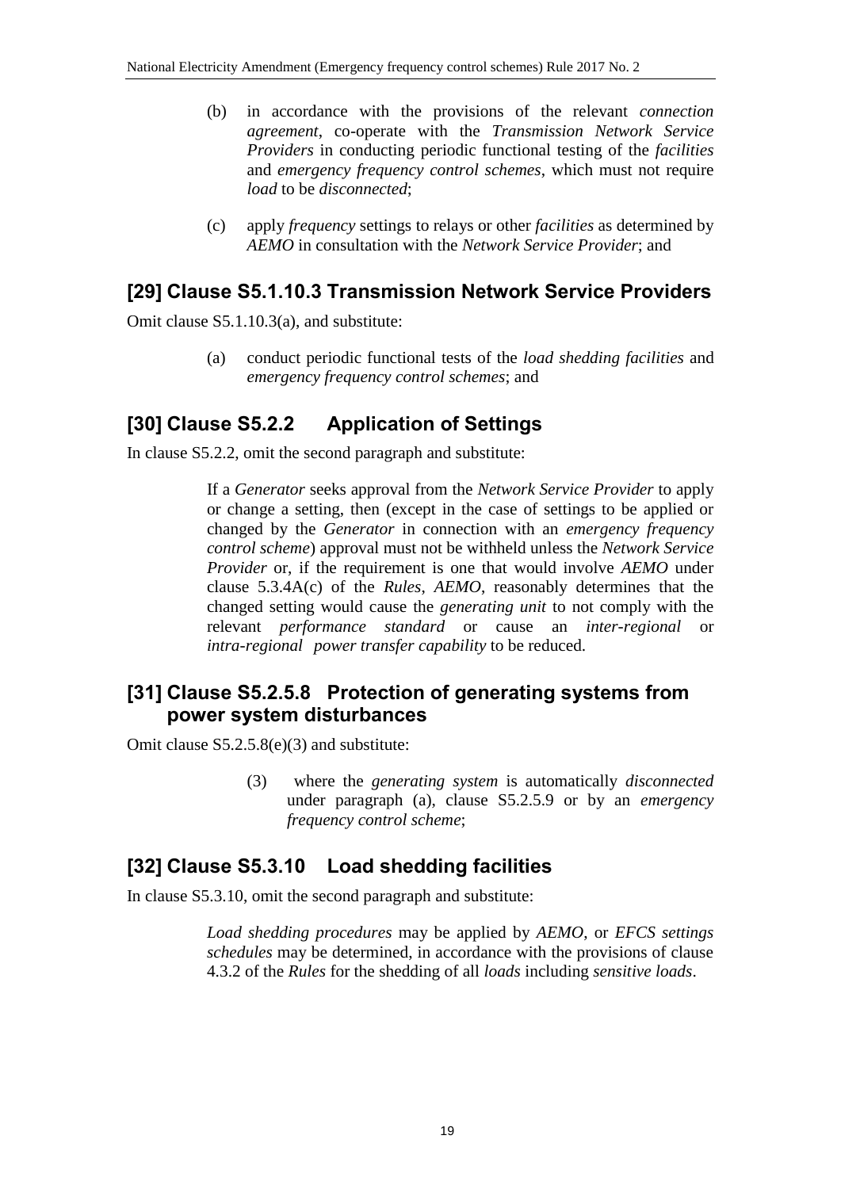(b) in accordance with the provisions of the relevant *connection agreement*, co-operate with the *Transmission Network Service Providers* in conducting periodic functional testing of the *facilities* and *emergency frequency control schemes*, which must not require *load* to be *disconnected*;

(c) apply *frequency* settings to relays or other *facilities* as determined by *AEMO* in consultation with the *Network Service Provider*; and

## [29] Clause S5.1.10.3 Transmission Network Service Providers

Omit clause S5.1.10.3(a), and substitute:

(a) conduct periodic functional tests of the *load shedding facilities* and *emergency frequency control schemes*; and

## [30] Clause S5.2.2 Application of Settings

In clause S5.2.2, omit the second paragraph and substitute:

If a *Generator* seeks approval from the *Network Service Provider* to apply or change a setting, then (except in the case of settings to be applied or changed by the *Generator* in connection with an *emergency frequency control scheme*) approval must not be withheld unless the *Network Service Provider* or, if the requirement is one that would involve *AEMO* under clause 5.3.4A(c) of the *Rules*, *AEMO*, reasonably determines that the changed setting would cause the *generating unit* to not comply with the relevant *performance standard* or cause an *inter-regional* or *intra-regional power transfer capability* to be reduced.

## [31] Clause S5.2.5.8 Protection of generating systems from power system disturbances

Omit clause S5.2.5.8(e)(3) and substitute:

(3) where the *generating system* is automatically *disconnected* under paragraph (a), clause S5.2.5.9 or by an *emergency frequency control scheme*;

## [32] Clause S5.3.10 Load shedding facilities

In clause S5.3.10, omit the second paragraph and substitute:

*Load shedding procedures* may be applied by *AEMO*, or *EFCS settings schedules* may be determined, in accordance with the provisions of clause 4.3.2 of the *Rules* for the shedding of all *loads* including *sensitive loads*.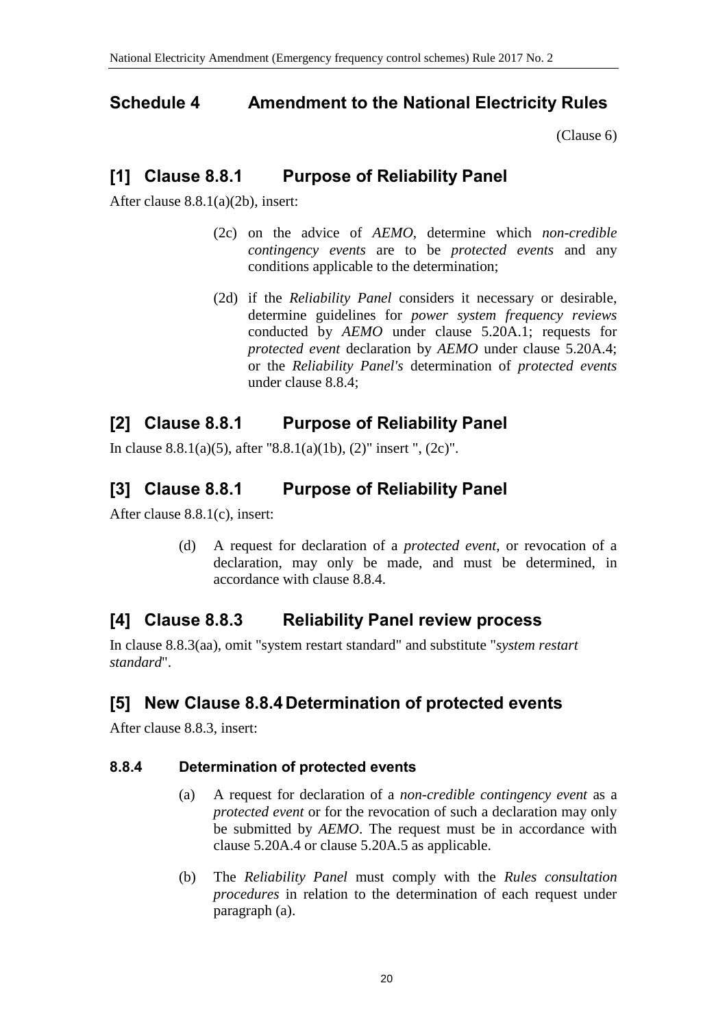## Schedule 4 Amendment to the National Electricity Rules

(Clause 6)

## [1] Clause 8.8.1 Purpose of Reliability Panel

After clause 8.8.1(a)(2b), insert:

(2c) on the advice of *AEMO*, determine which *non-credible contingency events* are to be *protected events* and any conditions applicable to the determination;

(2d) if the *Reliability Panel* considers it necessary or desirable, determine guidelines for *power system frequency reviews* conducted by *AEMO* under clause 5.20A.1; requests for *protected event* declaration by *AEMO* under clause 5.20A.4; or the *Reliability Panel's* determination of *protected events* under clause 8.8.4;

## [2] Clause 8.8.1 Purpose of Reliability Panel

In clause 8.8.1(a)(5), after "8.8.1(a)(1b), (2)" insert ", (2c)".

## [3] Clause 8.8.1 Purpose of Reliability Panel

After clause 8.8.1(c), insert:

(d) A request for declaration of a *protected event*, or revocation of a declaration, may only be made, and must be determined, in accordance with clause 8.8.4.

## [4] Clause 8.8.3 Reliability Panel review process

In clause 8.8.3(aa), omit "system restart standard" and substitute "*system restart standard*".

## [5] New Clause 8.8.4 Determination of protected events

After clause 8.8.3, insert:

### 8.8.4 Determination of protected events

(a) A request for declaration of a *non-credible contingency event* as a *protected event* or for the revocation of such a declaration may only be submitted by *AEMO*. The request must be in accordance with clause 5.20A.4 or clause 5.20A.5 as applicable.

(b) The *Reliability Panel* must comply with the *Rules consultation procedures* in relation to the determination of each request under paragraph (a).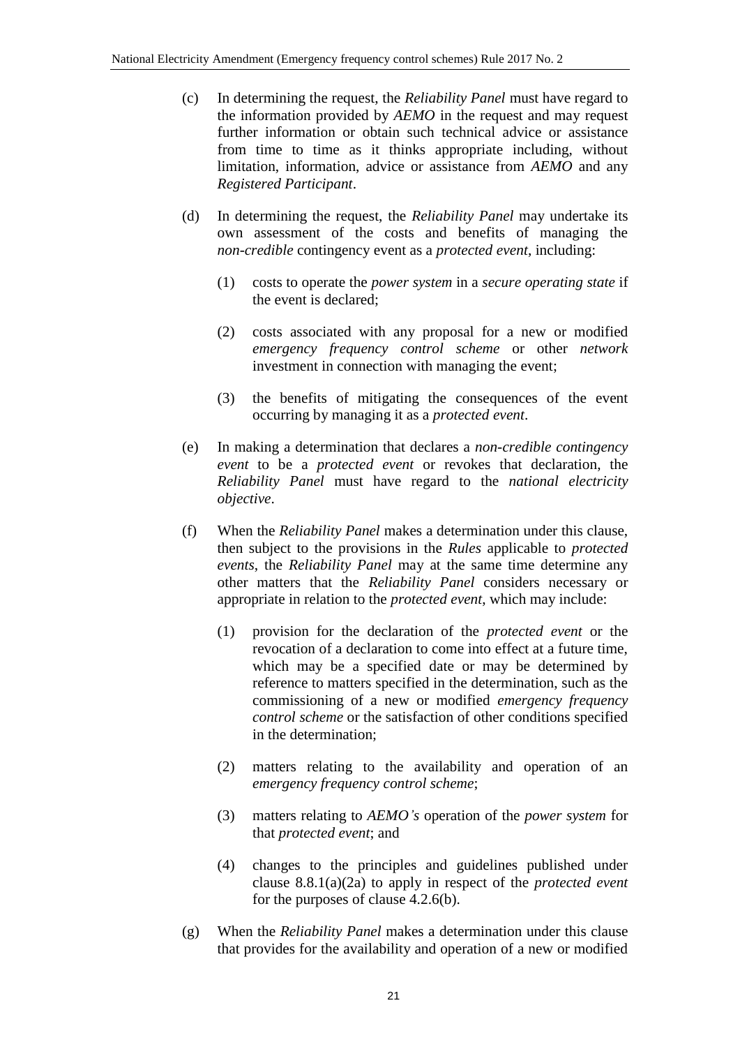(c) In determining the request, the *Reliability Panel* must have regard to the information provided by *AEMO* in the request and may request further information or obtain such technical advice or assistance from time to time as it thinks appropriate including, without limitation, information, advice or assistance from *AEMO* and any *Registered Participant*.

(d) In determining the request, the *Reliability Panel* may undertake its own assessment of the costs and benefits of managing the *non-credible* contingency event as a *protected event*, including:

  (1) costs to operate the *power system* in a *secure operating state* if the event is declared;

  (2) costs associated with any proposal for a new or modified *emergency frequency control scheme* or other *network* investment in connection with managing the event;

  (3) the benefits of mitigating the consequences of the event occurring by managing it as a *protected event*.

(e) In making a determination that declares a *non-credible contingency event* to be a *protected event* or revokes that declaration, the *Reliability Panel* must have regard to the *national electricity objective*.

(f) When the *Reliability Panel* makes a determination under this clause, then subject to the provisions in the *Rules* applicable to *protected events*, the *Reliability Panel* may at the same time determine any other matters that the *Reliability Panel* considers necessary or appropriate in relation to the *protected event*, which may include:

  (1) provision for the declaration of the *protected event* or the revocation of a declaration to come into effect at a future time, which may be a specified date or may be determined by reference to matters specified in the determination, such as the commissioning of a new or modified *emergency frequency control scheme* or the satisfaction of other conditions specified in the determination;

  (2) matters relating to the availability and operation of an *emergency frequency control scheme*;

  (3) matters relating to *AEMO's* operation of the *power system* for that *protected event*; and

  (4) changes to the principles and guidelines published under clause 8.8.1(a)(2a) to apply in respect of the *protected event* for the purposes of clause 4.2.6(b).

(g) When the *Reliability Panel* makes a determination under this clause that provides for the availability and operation of a new or modified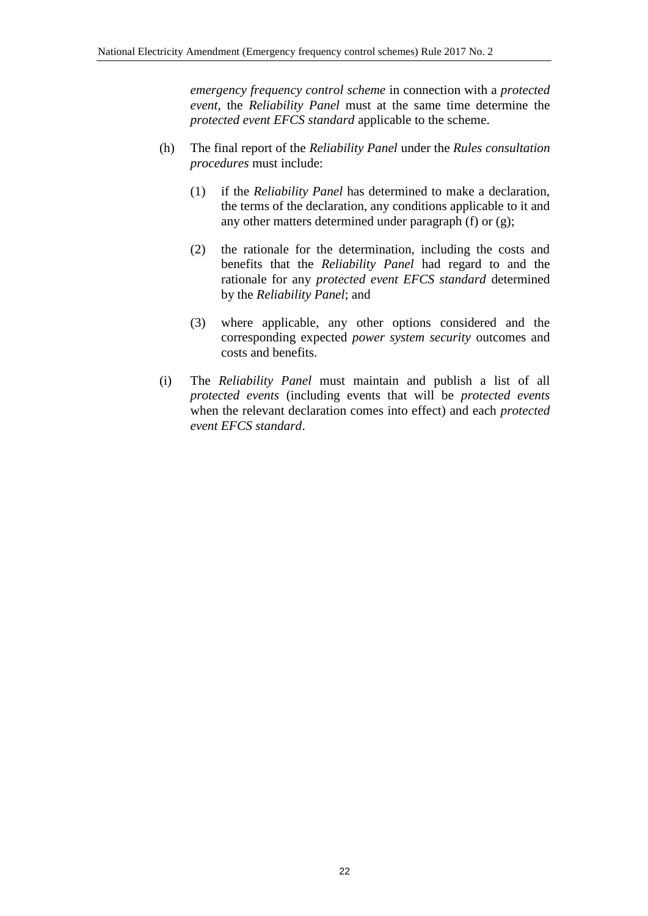*emergency frequency control scheme* in connection with a *protected event*, the *Reliability Panel* must at the same time determine the *protected event EFCS standard* applicable to the scheme.

(h) The final report of the *Reliability Panel* under the *Rules consultation procedures* must include:

(1) if the *Reliability Panel* has determined to make a declaration, the terms of the declaration, any conditions applicable to it and any other matters determined under paragraph (f) or (g);

(2) the rationale for the determination, including the costs and benefits that the *Reliability Panel* had regard to and the rationale for any *protected event EFCS standard* determined by the *Reliability Panel*; and

(3) where applicable, any other options considered and the corresponding expected *power system security* outcomes and costs and benefits.

(i) The *Reliability Panel* must maintain and publish a list of all *protected events* (including events that will be *protected events* when the relevant declaration comes into effect) and each *protected event EFCS standard*.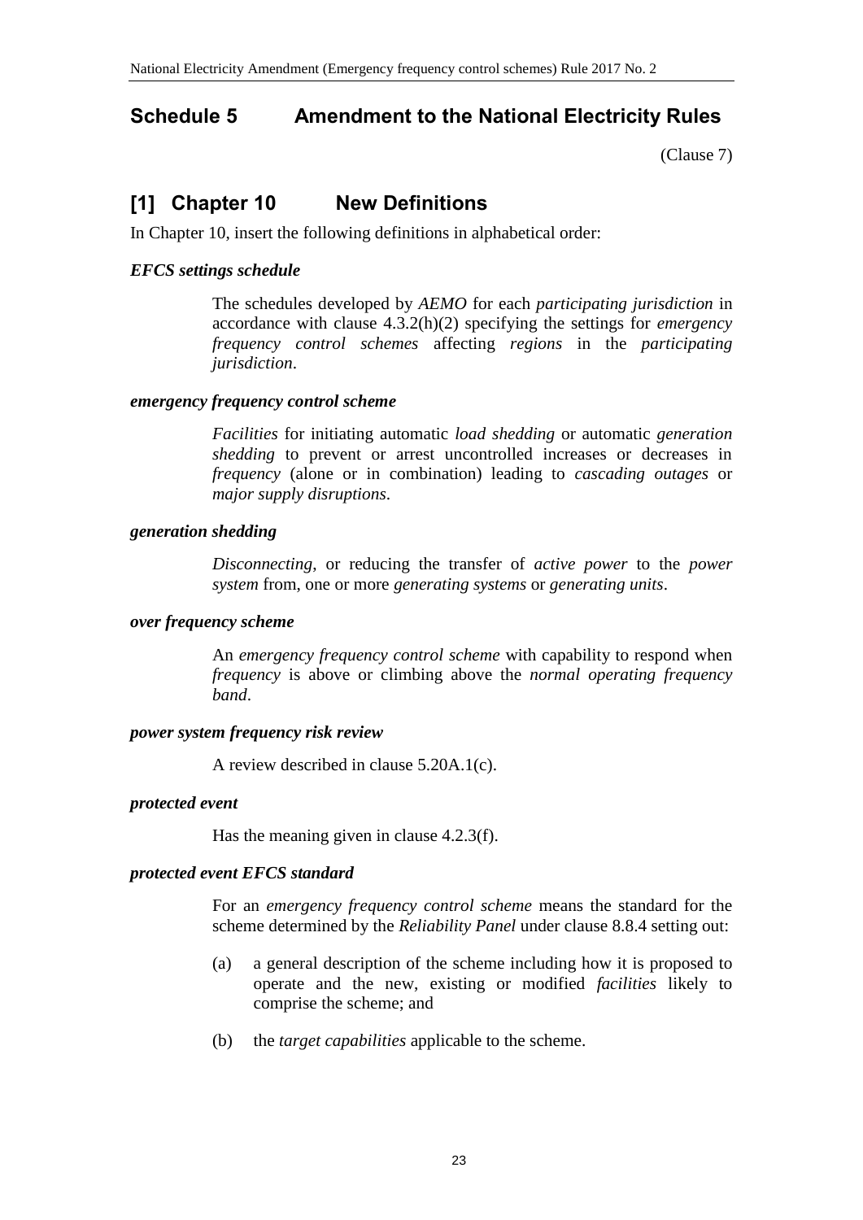## Schedule 5 Amendment to the National Electricity Rules

(Clause 7)

## [1] Chapter 10 New Definitions

In Chapter 10, insert the following definitions in alphabetical order:

***EFCS settings schedule***

The schedules developed by *AEMO* for each *participating jurisdiction* in accordance with clause 4.3.2(h)(2) specifying the settings for *emergency frequency control schemes* affecting *regions* in the *participating jurisdiction*.

***emergency frequency control scheme***

*Facilities* for initiating automatic *load shedding* or automatic *generation shedding* to prevent or arrest uncontrolled increases or decreases in *frequency* (alone or in combination) leading to *cascading outages* or *major supply disruptions*.

***generation shedding***

*Disconnecting*, or reducing the transfer of *active power* to the *power system* from, one or more *generating systems* or *generating units*.

***over frequency scheme***

An *emergency frequency control scheme* with capability to respond when *frequency* is above or climbing above the *normal operating frequency band*.

***power system frequency risk review***

A review described in clause 5.20A.1(c).

***protected event***

Has the meaning given in clause 4.2.3(f).

***protected event EFCS standard***

For an *emergency frequency control scheme* means the standard for the scheme determined by the *Reliability Panel* under clause 8.8.4 setting out:

(a) a general description of the scheme including how it is proposed to operate and the new, existing or modified *facilities* likely to comprise the scheme; and

(b) the *target capabilities* applicable to the scheme.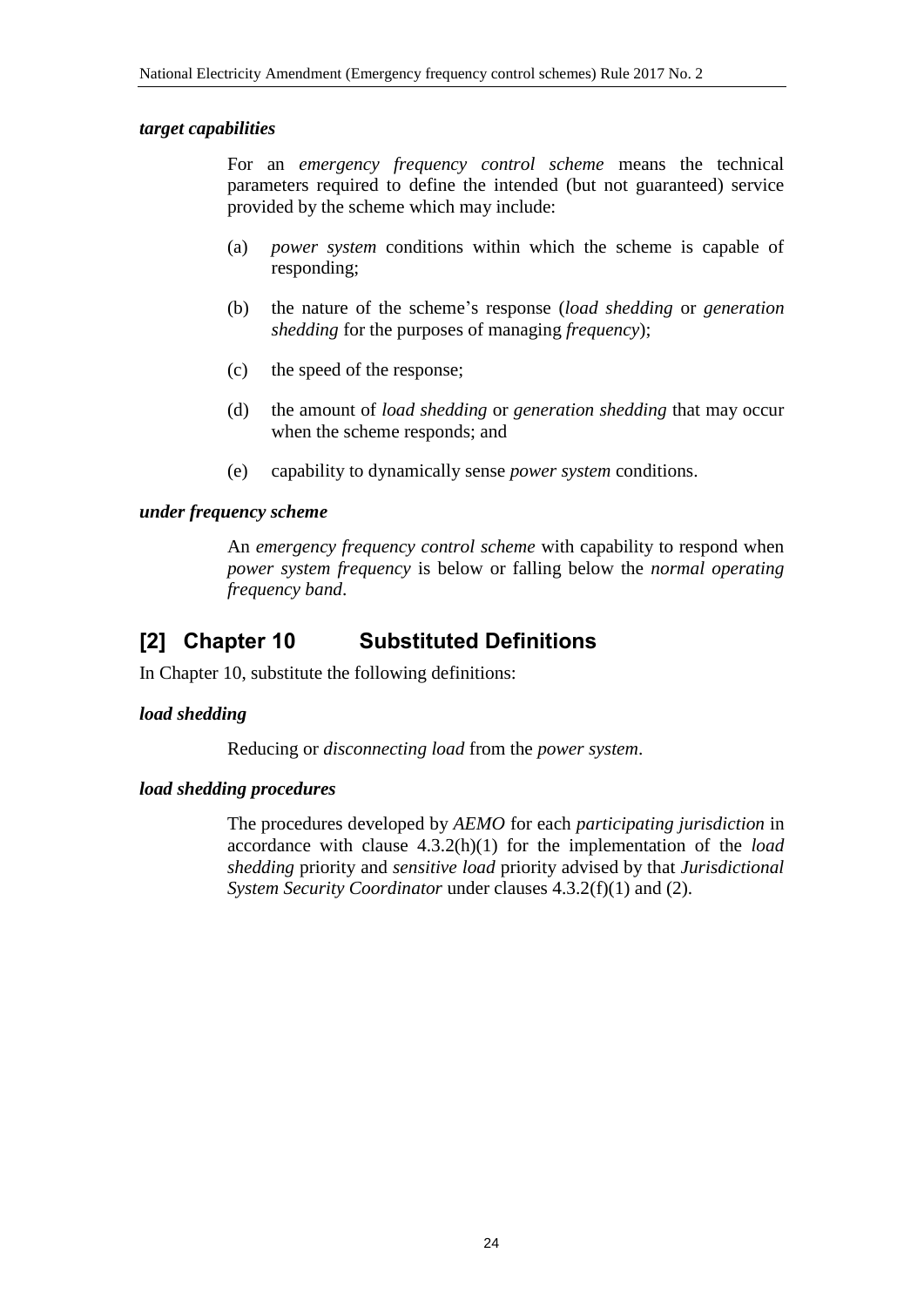***target capabilities***

For an *emergency frequency control scheme* means the technical parameters required to define the intended (but not guaranteed) service provided by the scheme which may include:

(a) *power system* conditions within which the scheme is capable of responding;

(b) the nature of the scheme's response (*load shedding* or *generation shedding* for the purposes of managing *frequency*);

(c) the speed of the response;

(d) the amount of *load shedding* or *generation shedding* that may occur when the scheme responds; and

(e) capability to dynamically sense *power system* conditions.

***under frequency scheme***

An *emergency frequency control scheme* with capability to respond when *power system frequency* is below or falling below the *normal operating frequency band*.

## [2] Chapter 10 Substituted Definitions

In Chapter 10, substitute the following definitions:

***load shedding***

Reducing or *disconnecting load* from the *power system*.

***load shedding procedures***

The procedures developed by *AEMO* for each *participating jurisdiction* in accordance with clause 4.3.2(h)(1) for the implementation of the *load shedding* priority and *sensitive load* priority advised by that *Jurisdictional System Security Coordinator* under clauses 4.3.2(f)(1) and (2).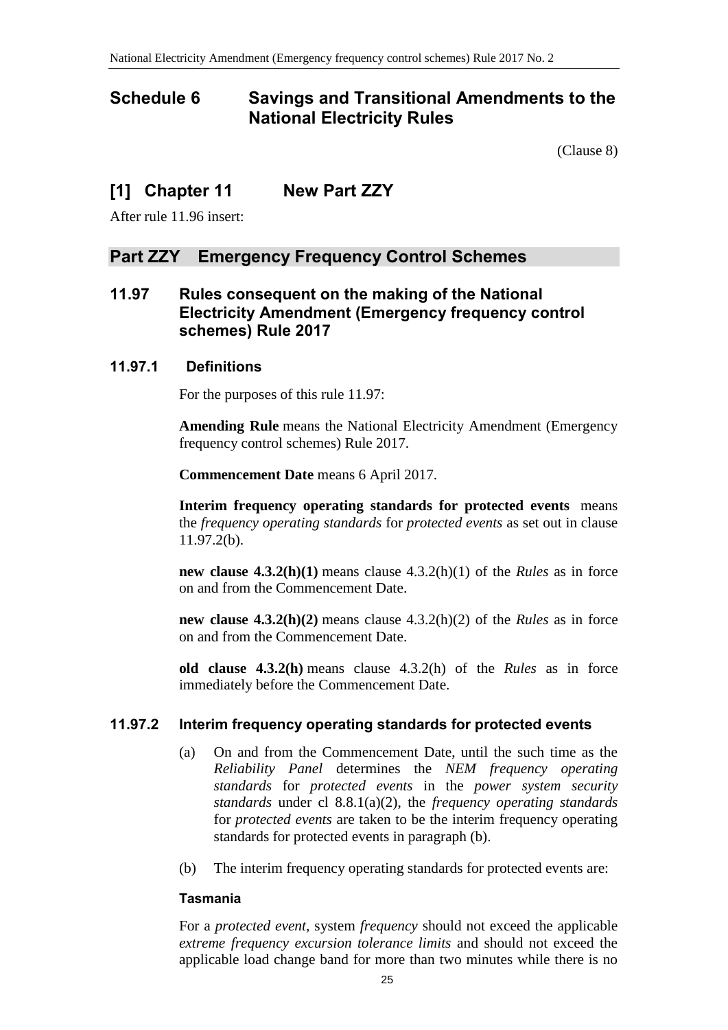# Schedule 6 Savings and Transitional Amendments to the National Electricity Rules

(Clause 8)

## [1] Chapter 11 New Part ZZY

After rule 11.96 insert:

## Part ZZY Emergency Frequency Control Schemes

### 11.97 Rules consequent on the making of the National Electricity Amendment (Emergency frequency control schemes) Rule 2017

#### 11.97.1 Definitions

For the purposes of this rule 11.97:

**Amending Rule** means the National Electricity Amendment (Emergency frequency control schemes) Rule 2017.

**Commencement Date** means 6 April 2017.

**Interim frequency operating standards for protected events** means the *frequency operating standards* for *protected events* as set out in clause 11.97.2(b).

**new clause 4.3.2(h)(1)** means clause 4.3.2(h)(1) of the *Rules* as in force on and from the Commencement Date.

**new clause 4.3.2(h)(2)** means clause 4.3.2(h)(2) of the *Rules* as in force on and from the Commencement Date.

**old clause 4.3.2(h)** means clause 4.3.2(h) of the *Rules* as in force immediately before the Commencement Date.

#### 11.97.2 Interim frequency operating standards for protected events

(a) On and from the Commencement Date, until the such time as the *Reliability Panel* determines the *NEM frequency operating standards* for *protected events* in the *power system security standards* under cl 8.8.1(a)(2), the *frequency operating standards* for *protected events* are taken to be the interim frequency operating standards for protected events in paragraph (b).

(b) The interim frequency operating standards for protected events are:

**Tasmania**

For a *protected event*, system *frequency* should not exceed the applicable *extreme frequency excursion tolerance limits* and should not exceed the applicable load change band for more than two minutes while there is no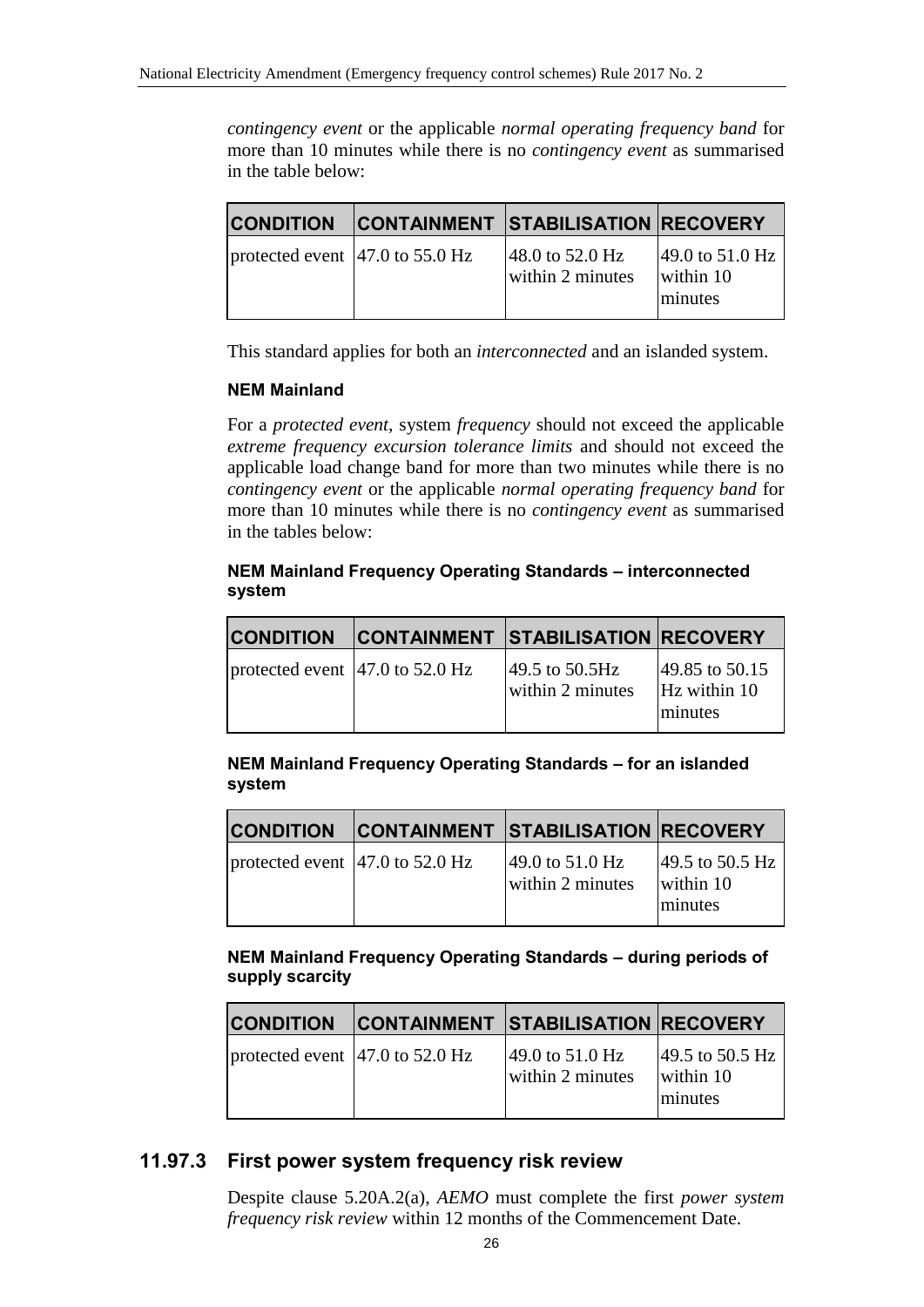*contingency event* or the applicable *normal operating frequency band* for more than 10 minutes while there is no *contingency event* as summarised in the table below:

| CONDITION | CONTAINMENT | STABILISATION | RECOVERY |
|---|---|---|---|
| protected event | 47.0 to 55.0 Hz | 48.0 to 52.0 Hz within 2 minutes | 49.0 to 51.0 Hz within 10 minutes |

This standard applies for both an *interconnected* and an islanded system.

**NEM Mainland**

For a *protected event*, system *frequency* should not exceed the applicable *extreme frequency excursion tolerance limits* and should not exceed the applicable load change band for more than two minutes while there is no *contingency event* or the applicable *normal operating frequency band* for more than 10 minutes while there is no *contingency event* as summarised in the tables below:

**NEM Mainland Frequency Operating Standards – interconnected system**

| CONDITION | CONTAINMENT | STABILISATION | RECOVERY |
|---|---|---|---|
| protected event | 47.0 to 52.0 Hz | 49.5 to 50.5Hz within 2 minutes | 49.85 to 50.15 Hz within 10 minutes |

**NEM Mainland Frequency Operating Standards – for an islanded system**

| CONDITION | CONTAINMENT | STABILISATION | RECOVERY |
|---|---|---|---|
| protected event | 47.0 to 52.0 Hz | 49.0 to 51.0 Hz within 2 minutes | 49.5 to 50.5 Hz within 10 minutes |

**NEM Mainland Frequency Operating Standards – during periods of supply scarcity**

| CONDITION | CONTAINMENT | STABILISATION | RECOVERY |
|---|---|---|---|
| protected event | 47.0 to 52.0 Hz | 49.0 to 51.0 Hz within 2 minutes | 49.5 to 50.5 Hz within 10 minutes |

## 11.97.3 First power system frequency risk review

Despite clause 5.20A.2(a), *AEMO* must complete the first *power system frequency risk review* within 12 months of the Commencement Date.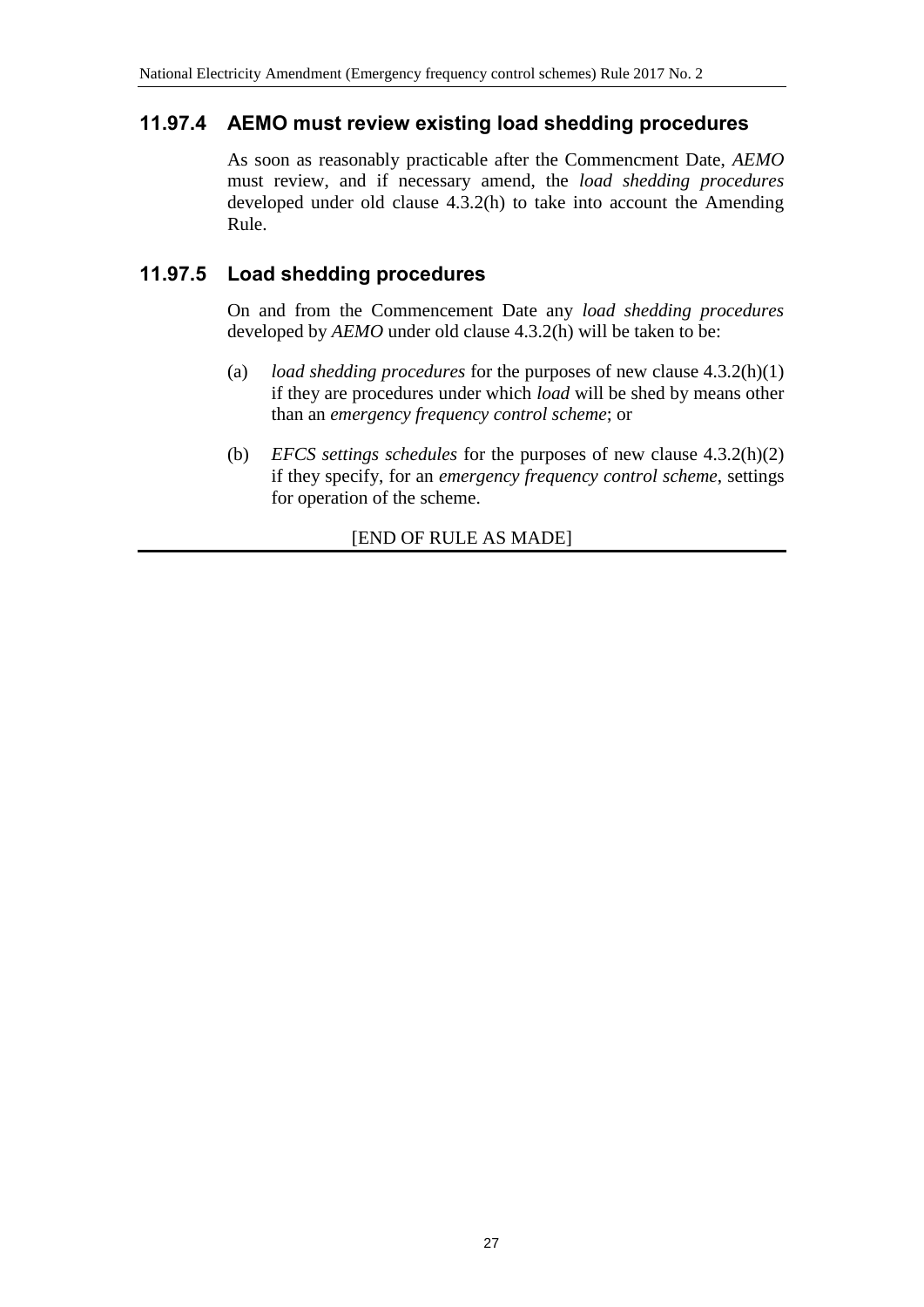## 11.97.4 AEMO must review existing load shedding procedures

As soon as reasonably practicable after the Commencment Date, *AEMO* must review, and if necessary amend, the *load shedding procedures* developed under old clause 4.3.2(h) to take into account the Amending Rule.

## 11.97.5 Load shedding procedures

On and from the Commencement Date any *load shedding procedures* developed by *AEMO* under old clause 4.3.2(h) will be taken to be:

(a) *load shedding procedures* for the purposes of new clause 4.3.2(h)(1) if they are procedures under which *load* will be shed by means other than an *emergency frequency control scheme*; or

(b) *EFCS settings schedules* for the purposes of new clause 4.3.2(h)(2) if they specify, for an *emergency frequency control scheme*, settings for operation of the scheme.

[END OF RULE AS MADE]